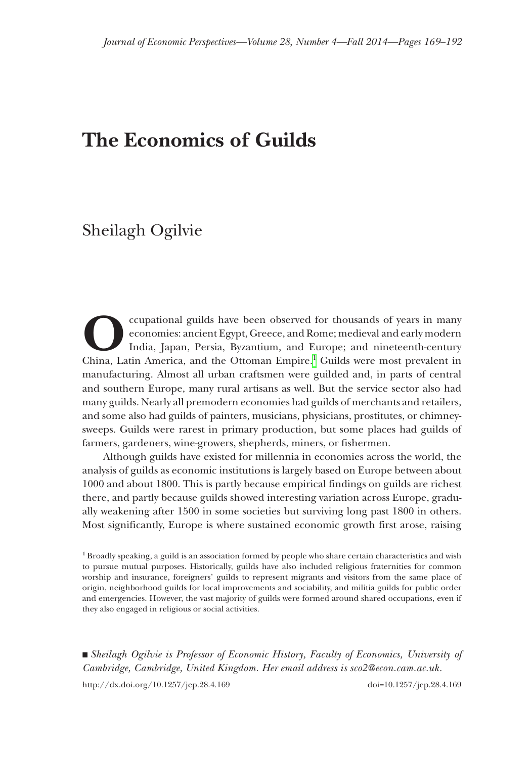# The Economics of Guilds

Sheilagh Ogilvie

Occupational guilds have been observed for thousands of years in many economies: ancient Egypt, Greece, and Rome; medieval and early modern India, Japan, Persia, Byzantium, and Europe; and nineteenth-century China, Latin America, and the Ottoman Empire.[1] Guilds were most prevalent in manufacturing. Almost all urban craftsmen were guilded and, in parts of central and southern Europe, many rural artisans as well. But the service sector also had many guilds. Nearly all premodern economies had guilds of merchants and retailers, and some also had guilds of painters, musicians, physicians, prostitutes, or chimney-sweeps. Guilds were rarest in primary production, but some places had guilds of farmers, gardeners, wine-growers, shepherds, miners, or fishermen.

Although guilds have existed for millennia in economies across the world, the analysis of guilds as economic institutions is largely based on Europe between about 1000 and about 1800. This is partly because empirical findings on guilds are richest there, and partly because guilds showed interesting variation across Europe, gradually weakening after 1500 in some societies but surviving long past 1800 in others. Most significantly, Europe is where sustained economic growth first arose, raising

[1] Broadly speaking, a guild is an association formed by people who share certain characteristics and wish to pursue mutual purposes. Historically, guilds have also included religious fraternities for common worship and insurance, foreigners' guilds to represent migrants and visitors from the same place of origin, neighborhood guilds for local improvements and sociability, and militia guilds for public order and emergencies. However, the vast majority of guilds were formed around shared occupations, even if they also engaged in religious or social activities.

■ *Sheilagh Ogilvie is Professor of Economic History, Faculty of Economics, University of Cambridge, Cambridge, United Kingdom. Her email address is sco2@econ.cam.ac.uk.*

http://dx.doi.org/10.1257/jep.28.4.169 doi=10.1257/jep.28.4.169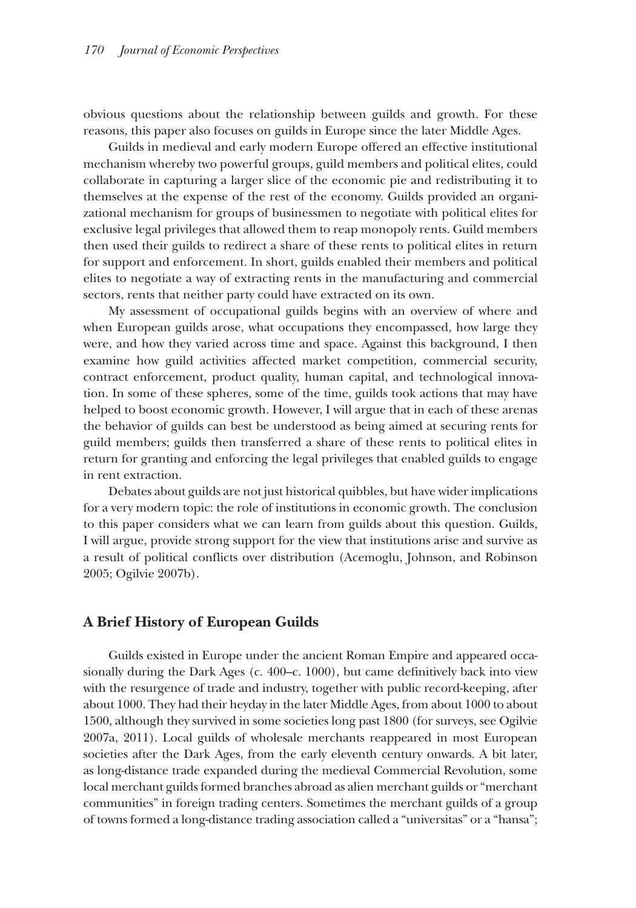obvious questions about the relationship between guilds and growth. For these reasons, this paper also focuses on guilds in Europe since the later Middle Ages.

Guilds in medieval and early modern Europe offered an effective institutional mechanism whereby two powerful groups, guild members and political elites, could collaborate in capturing a larger slice of the economic pie and redistributing it to themselves at the expense of the rest of the economy. Guilds provided an organizational mechanism for groups of businessmen to negotiate with political elites for exclusive legal privileges that allowed them to reap monopoly rents. Guild members then used their guilds to redirect a share of these rents to political elites in return for support and enforcement. In short, guilds enabled their members and political elites to negotiate a way of extracting rents in the manufacturing and commercial sectors, rents that neither party could have extracted on its own.

My assessment of occupational guilds begins with an overview of where and when European guilds arose, what occupations they encompassed, how large they were, and how they varied across time and space. Against this background, I then examine how guild activities affected market competition, commercial security, contract enforcement, product quality, human capital, and technological innovation. In some of these spheres, some of the time, guilds took actions that may have helped to boost economic growth. However, I will argue that in each of these arenas the behavior of guilds can best be understood as being aimed at securing rents for guild members; guilds then transferred a share of these rents to political elites in return for granting and enforcing the legal privileges that enabled guilds to engage in rent extraction.

Debates about guilds are not just historical quibbles, but have wider implications for a very modern topic: the role of institutions in economic growth. The conclusion to this paper considers what we can learn from guilds about this question. Guilds, I will argue, provide strong support for the view that institutions arise and survive as a result of political conflicts over distribution (Acemoglu, Johnson, and Robinson 2005; Ogilvie 2007b).

## A Brief History of European Guilds

Guilds existed in Europe under the ancient Roman Empire and appeared occasionally during the Dark Ages (c. 400–c. 1000), but came definitively back into view with the resurgence of trade and industry, together with public record-keeping, after about 1000. They had their heyday in the later Middle Ages, from about 1000 to about 1500, although they survived in some societies long past 1800 (for surveys, see Ogilvie 2007a, 2011). Local guilds of wholesale merchants reappeared in most European societies after the Dark Ages, from the early eleventh century onwards. A bit later, as long-distance trade expanded during the medieval Commercial Revolution, some local merchant guilds formed branches abroad as alien merchant guilds or "merchant communities" in foreign trading centers. Sometimes the merchant guilds of a group of towns formed a long-distance trading association called a "universitas" or a "hansa";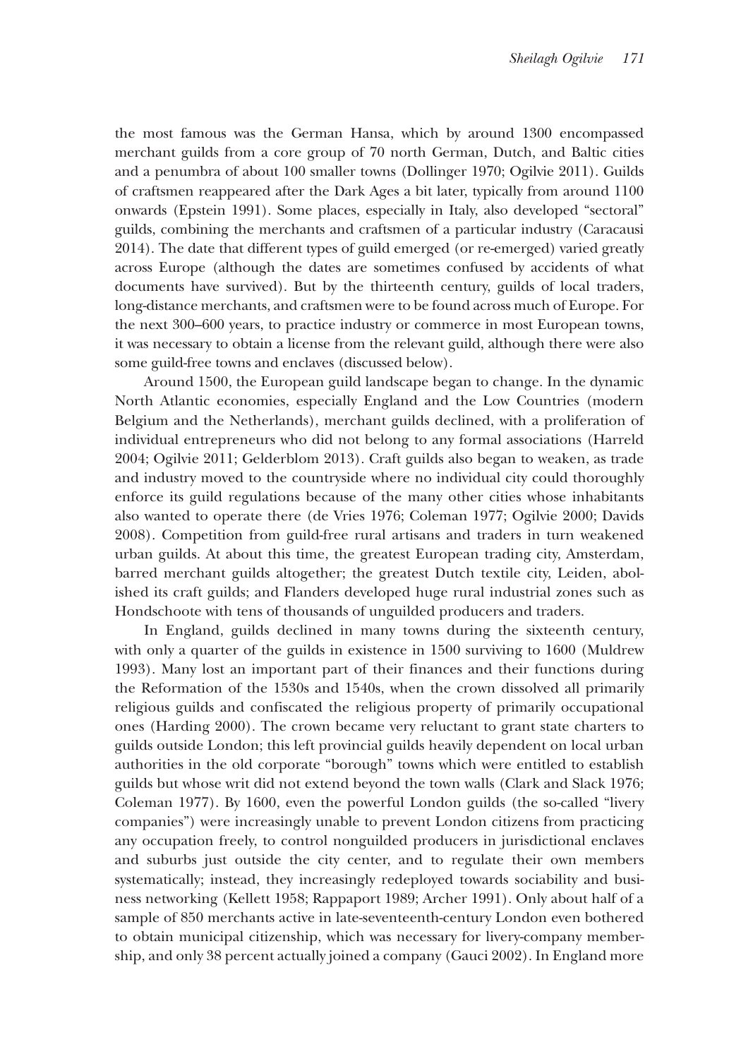the most famous was the German Hansa, which by around 1300 encompassed merchant guilds from a core group of 70 north German, Dutch, and Baltic cities and a penumbra of about 100 smaller towns (Dollinger 1970; Ogilvie 2011). Guilds of craftsmen reappeared after the Dark Ages a bit later, typically from around 1100 onwards (Epstein 1991). Some places, especially in Italy, also developed "sectoral" guilds, combining the merchants and craftsmen of a particular industry (Caracausi 2014). The date that different types of guild emerged (or re-emerged) varied greatly across Europe (although the dates are sometimes confused by accidents of what documents have survived). But by the thirteenth century, guilds of local traders, long-distance merchants, and craftsmen were to be found across much of Europe. For the next 300–600 years, to practice industry or commerce in most European towns, it was necessary to obtain a license from the relevant guild, although there were also some guild-free towns and enclaves (discussed below).

Around 1500, the European guild landscape began to change. In the dynamic North Atlantic economies, especially England and the Low Countries (modern Belgium and the Netherlands), merchant guilds declined, with a proliferation of individual entrepreneurs who did not belong to any formal associations (Harreld 2004; Ogilvie 2011; Gelderblom 2013). Craft guilds also began to weaken, as trade and industry moved to the countryside where no individual city could thoroughly enforce its guild regulations because of the many other cities whose inhabitants also wanted to operate there (de Vries 1976; Coleman 1977; Ogilvie 2000; Davids 2008). Competition from guild-free rural artisans and traders in turn weakened urban guilds. At about this time, the greatest European trading city, Amsterdam, barred merchant guilds altogether; the greatest Dutch textile city, Leiden, abolished its craft guilds; and Flanders developed huge rural industrial zones such as Hondschoote with tens of thousands of unguilded producers and traders.

In England, guilds declined in many towns during the sixteenth century, with only a quarter of the guilds in existence in 1500 surviving to 1600 (Muldrew 1993). Many lost an important part of their finances and their functions during the Reformation of the 1530s and 1540s, when the crown dissolved all primarily religious guilds and confiscated the religious property of primarily occupational ones (Harding 2000). The crown became very reluctant to grant state charters to guilds outside London; this left provincial guilds heavily dependent on local urban authorities in the old corporate "borough" towns which were entitled to establish guilds but whose writ did not extend beyond the town walls (Clark and Slack 1976; Coleman 1977). By 1600, even the powerful London guilds (the so-called "livery companies") were increasingly unable to prevent London citizens from practicing any occupation freely, to control nonguilded producers in jurisdictional enclaves and suburbs just outside the city center, and to regulate their own members systematically; instead, they increasingly redeployed towards sociability and business networking (Kellett 1958; Rappaport 1989; Archer 1991). Only about half of a sample of 850 merchants active in late-seventeenth-century London even bothered to obtain municipal citizenship, which was necessary for livery-company membership, and only 38 percent actually joined a company (Gauci 2002). In England more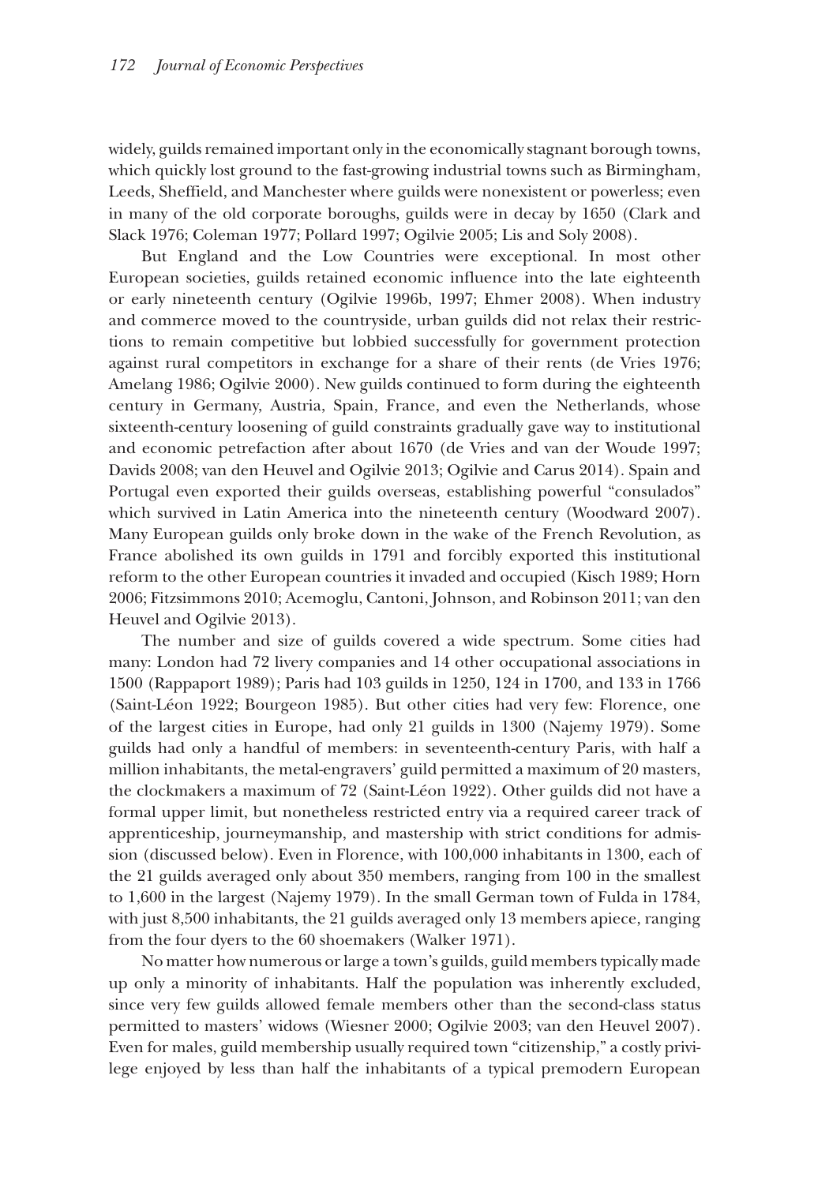widely, guilds remained important only in the economically stagnant borough towns, which quickly lost ground to the fast-growing industrial towns such as Birmingham, Leeds, Sheffield, and Manchester where guilds were nonexistent or powerless; even in many of the old corporate boroughs, guilds were in decay by 1650 (Clark and Slack 1976; Coleman 1977; Pollard 1997; Ogilvie 2005; Lis and Soly 2008).

But England and the Low Countries were exceptional. In most other European societies, guilds retained economic influence into the late eighteenth or early nineteenth century (Ogilvie 1996b, 1997; Ehmer 2008). When industry and commerce moved to the countryside, urban guilds did not relax their restrictions to remain competitive but lobbied successfully for government protection against rural competitors in exchange for a share of their rents (de Vries 1976; Amelang 1986; Ogilvie 2000). New guilds continued to form during the eighteenth century in Germany, Austria, Spain, France, and even the Netherlands, whose sixteenth-century loosening of guild constraints gradually gave way to institutional and economic petrefaction after about 1670 (de Vries and van der Woude 1997; Davids 2008; van den Heuvel and Ogilvie 2013; Ogilvie and Carus 2014). Spain and Portugal even exported their guilds overseas, establishing powerful "consulados" which survived in Latin America into the nineteenth century (Woodward 2007). Many European guilds only broke down in the wake of the French Revolution, as France abolished its own guilds in 1791 and forcibly exported this institutional reform to the other European countries it invaded and occupied (Kisch 1989; Horn 2006; Fitzsimmons 2010; Acemoglu, Cantoni, Johnson, and Robinson 2011; van den Heuvel and Ogilvie 2013).

The number and size of guilds covered a wide spectrum. Some cities had many: London had 72 livery companies and 14 other occupational associations in 1500 (Rappaport 1989); Paris had 103 guilds in 1250, 124 in 1700, and 133 in 1766 (Saint-Léon 1922; Bourgeon 1985). But other cities had very few: Florence, one of the largest cities in Europe, had only 21 guilds in 1300 (Najemy 1979). Some guilds had only a handful of members: in seventeenth-century Paris, with half a million inhabitants, the metal-engravers' guild permitted a maximum of 20 masters, the clockmakers a maximum of 72 (Saint-Léon 1922). Other guilds did not have a formal upper limit, but nonetheless restricted entry via a required career track of apprenticeship, journeymanship, and mastership with strict conditions for admission (discussed below). Even in Florence, with 100,000 inhabitants in 1300, each of the 21 guilds averaged only about 350 members, ranging from 100 in the smallest to 1,600 in the largest (Najemy 1979). In the small German town of Fulda in 1784, with just 8,500 inhabitants, the 21 guilds averaged only 13 members apiece, ranging from the four dyers to the 60 shoemakers (Walker 1971).

No matter how numerous or large a town's guilds, guild members typically made up only a minority of inhabitants. Half the population was inherently excluded, since very few guilds allowed female members other than the second-class status permitted to masters' widows (Wiesner 2000; Ogilvie 2003; van den Heuvel 2007). Even for males, guild membership usually required town "citizenship," a costly privilege enjoyed by less than half the inhabitants of a typical premodern European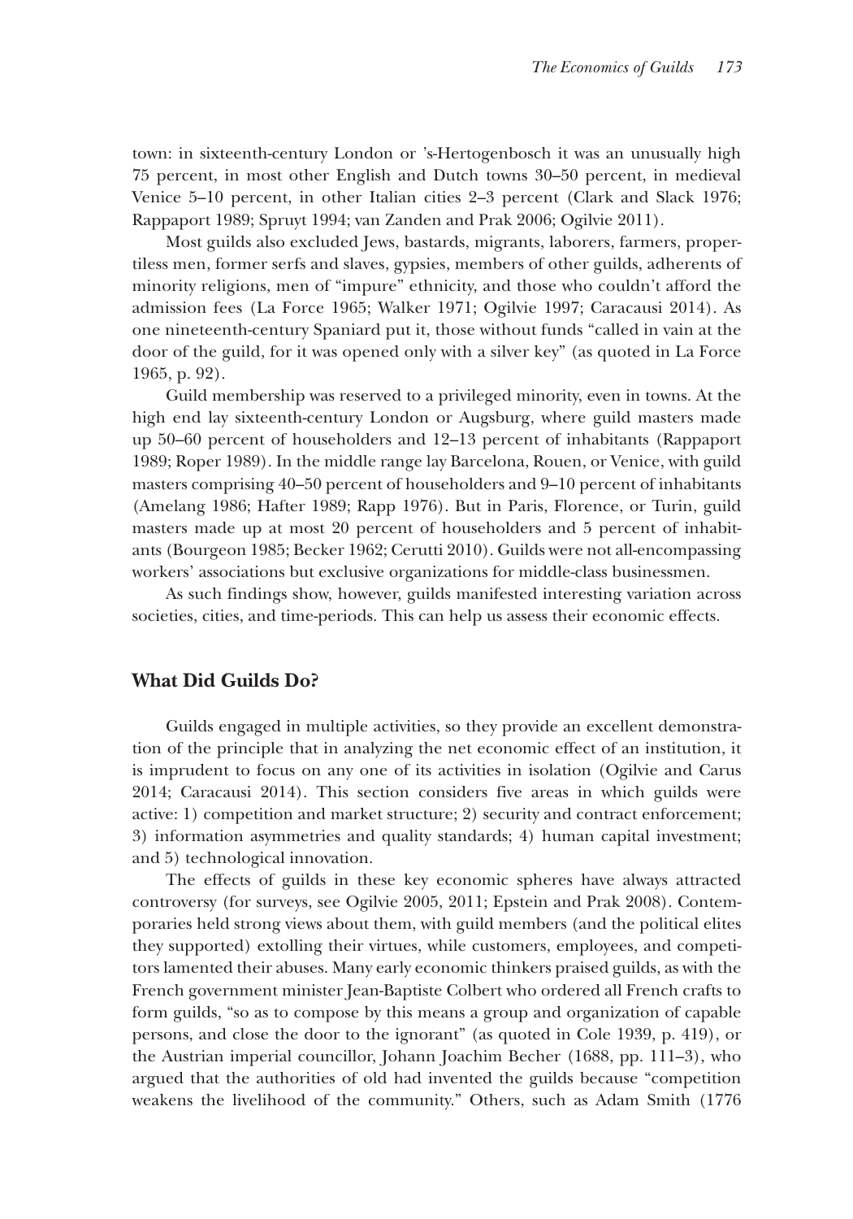town: in sixteenth-century London or 's-Hertogenbosch it was an unusually high 75 percent, in most other English and Dutch towns 30–50 percent, in medieval Venice 5–10 percent, in other Italian cities 2–3 percent (Clark and Slack 1976; Rappaport 1989; Spruyt 1994; van Zanden and Prak 2006; Ogilvie 2011).

Most guilds also excluded Jews, bastards, migrants, laborers, farmers, propertiless men, former serfs and slaves, gypsies, members of other guilds, adherents of minority religions, men of "impure" ethnicity, and those who couldn't afford the admission fees (La Force 1965; Walker 1971; Ogilvie 1997; Caracausi 2014). As one nineteenth-century Spaniard put it, those without funds "called in vain at the door of the guild, for it was opened only with a silver key" (as quoted in La Force 1965, p. 92).

Guild membership was reserved to a privileged minority, even in towns. At the high end lay sixteenth-century London or Augsburg, where guild masters made up 50–60 percent of householders and 12–13 percent of inhabitants (Rappaport 1989; Roper 1989). In the middle range lay Barcelona, Rouen, or Venice, with guild masters comprising 40–50 percent of householders and 9–10 percent of inhabitants (Amelang 1986; Hafter 1989; Rapp 1976). But in Paris, Florence, or Turin, guild masters made up at most 20 percent of householders and 5 percent of inhabitants (Bourgeon 1985; Becker 1962; Cerutti 2010). Guilds were not all-encompassing workers' associations but exclusive organizations for middle-class businessmen.

As such findings show, however, guilds manifested interesting variation across societies, cities, and time-periods. This can help us assess their economic effects.

## What Did Guilds Do?

Guilds engaged in multiple activities, so they provide an excellent demonstration of the principle that in analyzing the net economic effect of an institution, it is imprudent to focus on any one of its activities in isolation (Ogilvie and Carus 2014; Caracausi 2014). This section considers five areas in which guilds were active: 1) competition and market structure; 2) security and contract enforcement; 3) information asymmetries and quality standards; 4) human capital investment; and 5) technological innovation.

The effects of guilds in these key economic spheres have always attracted controversy (for surveys, see Ogilvie 2005, 2011; Epstein and Prak 2008). Contemporaries held strong views about them, with guild members (and the political elites they supported) extolling their virtues, while customers, employees, and competitors lamented their abuses. Many early economic thinkers praised guilds, as with the French government minister Jean-Baptiste Colbert who ordered all French crafts to form guilds, "so as to compose by this means a group and organization of capable persons, and close the door to the ignorant" (as quoted in Cole 1939, p. 419), or the Austrian imperial councillor, Johann Joachim Becher (1688, pp. 111–3), who argued that the authorities of old had invented the guilds because "competition weakens the livelihood of the community." Others, such as Adam Smith (1776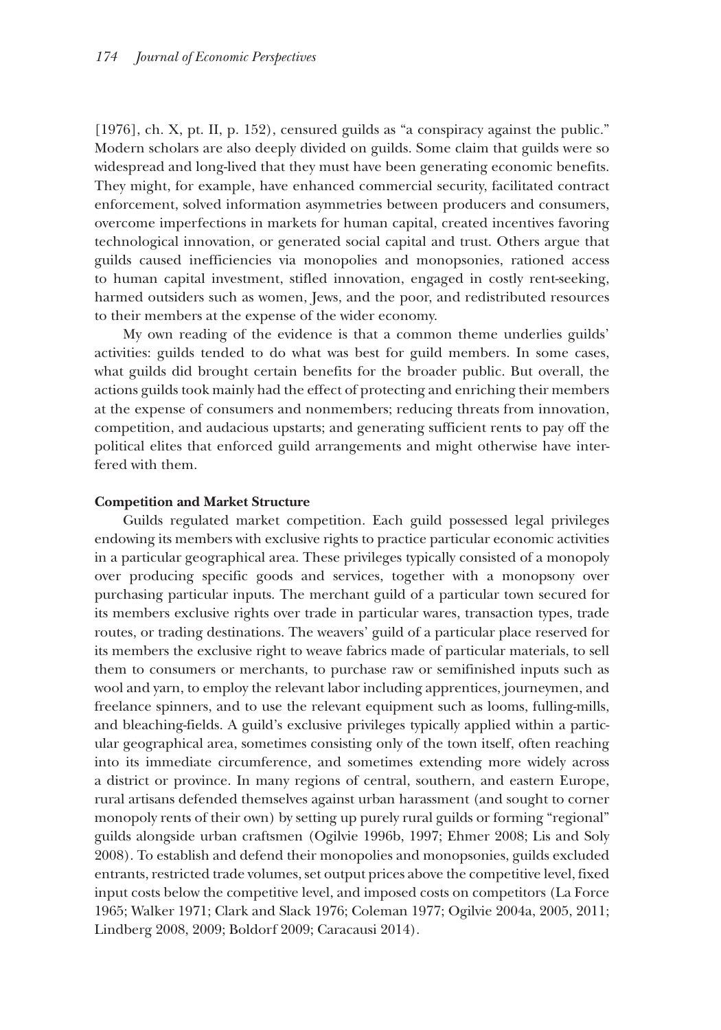[1976], ch. X, pt. II, p. 152), censured guilds as "a conspiracy against the public." Modern scholars are also deeply divided on guilds. Some claim that guilds were so widespread and long-lived that they must have been generating economic benefits. They might, for example, have enhanced commercial security, facilitated contract enforcement, solved information asymmetries between producers and consumers, overcome imperfections in markets for human capital, created incentives favoring technological innovation, or generated social capital and trust. Others argue that guilds caused inefficiencies via monopolies and monopsonies, rationed access to human capital investment, stifled innovation, engaged in costly rent-seeking, harmed outsiders such as women, Jews, and the poor, and redistributed resources to their members at the expense of the wider economy.

My own reading of the evidence is that a common theme underlies guilds' activities: guilds tended to do what was best for guild members. In some cases, what guilds did brought certain benefits for the broader public. But overall, the actions guilds took mainly had the effect of protecting and enriching their members at the expense of consumers and nonmembers; reducing threats from innovation, competition, and audacious upstarts; and generating sufficient rents to pay off the political elites that enforced guild arrangements and might otherwise have interfered with them.

**Competition and Market Structure**

Guilds regulated market competition. Each guild possessed legal privileges endowing its members with exclusive rights to practice particular economic activities in a particular geographical area. These privileges typically consisted of a monopoly over producing specific goods and services, together with a monopsony over purchasing particular inputs. The merchant guild of a particular town secured for its members exclusive rights over trade in particular wares, transaction types, trade routes, or trading destinations. The weavers' guild of a particular place reserved for its members the exclusive right to weave fabrics made of particular materials, to sell them to consumers or merchants, to purchase raw or semifinished inputs such as wool and yarn, to employ the relevant labor including apprentices, journeymen, and freelance spinners, and to use the relevant equipment such as looms, fulling-mills, and bleaching-fields. A guild's exclusive privileges typically applied within a particular geographical area, sometimes consisting only of the town itself, often reaching into its immediate circumference, and sometimes extending more widely across a district or province. In many regions of central, southern, and eastern Europe, rural artisans defended themselves against urban harassment (and sought to corner monopoly rents of their own) by setting up purely rural guilds or forming "regional" guilds alongside urban craftsmen (Ogilvie 1996b, 1997; Ehmer 2008; Lis and Soly 2008). To establish and defend their monopolies and monopsonies, guilds excluded entrants, restricted trade volumes, set output prices above the competitive level, fixed input costs below the competitive level, and imposed costs on competitors (La Force 1965; Walker 1971; Clark and Slack 1976; Coleman 1977; Ogilvie 2004a, 2005, 2011; Lindberg 2008, 2009; Boldorf 2009; Caracausi 2014).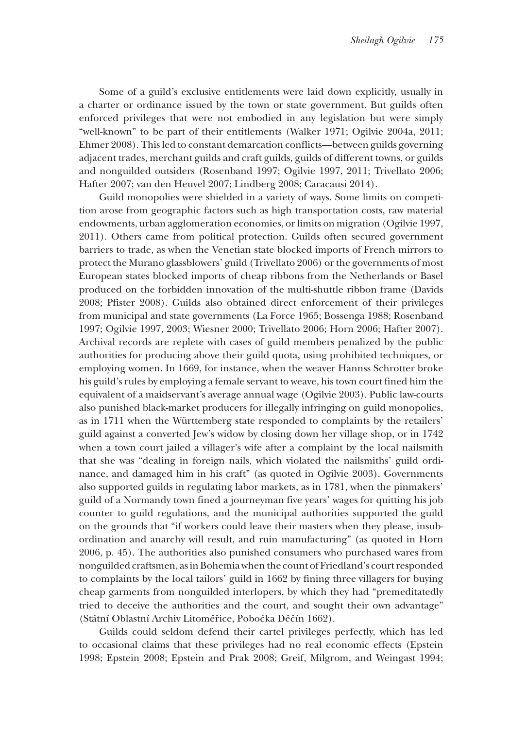Some of a guild's exclusive entitlements were laid down explicitly, usually in a charter or ordinance issued by the town or state government. But guilds often enforced privileges that were not embodied in any legislation but were simply "well-known" to be part of their entitlements (Walker 1971; Ogilvie 2004a, 2011; Ehmer 2008). This led to constant demarcation conflicts—between guilds governing adjacent trades, merchant guilds and craft guilds, guilds of different towns, or guilds and nonguilded outsiders (Rosenband 1997; Ogilvie 1997, 2011; Trivellato 2006; Hafter 2007; van den Heuvel 2007; Lindberg 2008; Caracausi 2014).

Guild monopolies were shielded in a variety of ways. Some limits on competition arose from geographic factors such as high transportation costs, raw material endowments, urban agglomeration economies, or limits on migration (Ogilvie 1997, 2011). Others came from political protection. Guilds often secured government barriers to trade, as when the Venetian state blocked imports of French mirrors to protect the Murano glassblowers' guild (Trivellato 2006) or the governments of most European states blocked imports of cheap ribbons from the Netherlands or Basel produced on the forbidden innovation of the multi-shuttle ribbon frame (Davids 2008; Pfister 2008). Guilds also obtained direct enforcement of their privileges from municipal and state governments (La Force 1965; Bossenga 1988; Rosenband 1997; Ogilvie 1997, 2003; Wiesner 2000; Trivellato 2006; Horn 2006; Hafter 2007). Archival records are replete with cases of guild members penalized by the public authorities for producing above their guild quota, using prohibited techniques, or employing women. In 1669, for instance, when the weaver Hannss Schrotter broke his guild's rules by employing a female servant to weave, his town court fined him the equivalent of a maidservant's average annual wage (Ogilvie 2003). Public law-courts also punished black-market producers for illegally infringing on guild monopolies, as in 1711 when the Württemberg state responded to complaints by the retailers' guild against a converted Jew's widow by closing down her village shop, or in 1742 when a town court jailed a villager's wife after a complaint by the local nailsmith that she was "dealing in foreign nails, which violated the nailsmiths' guild ordinance, and damaged him in his craft" (as quoted in Ogilvie 2003). Governments also supported guilds in regulating labor markets, as in 1781, when the pinmakers' guild of a Normandy town fined a journeyman five years' wages for quitting his job counter to guild regulations, and the municipal authorities supported the guild on the grounds that "if workers could leave their masters when they please, insubordination and anarchy will result, and ruin manufacturing" (as quoted in Horn 2006, p. 45). The authorities also punished consumers who purchased wares from nonguilded craftsmen, as in Bohemia when the count of Friedland's court responded to complaints by the local tailors' guild in 1662 by fining three villagers for buying cheap garments from nonguilded interlopers, by which they had "premeditatedly tried to deceive the authorities and the court, and sought their own advantage" (Státní Oblastní Archiv Litoměřice, Pobočka Děčín 1662).

Guilds could seldom defend their cartel privileges perfectly, which has led to occasional claims that these privileges had no real economic effects (Epstein 1998; Epstein 2008; Epstein and Prak 2008; Greif, Milgrom, and Weingast 1994;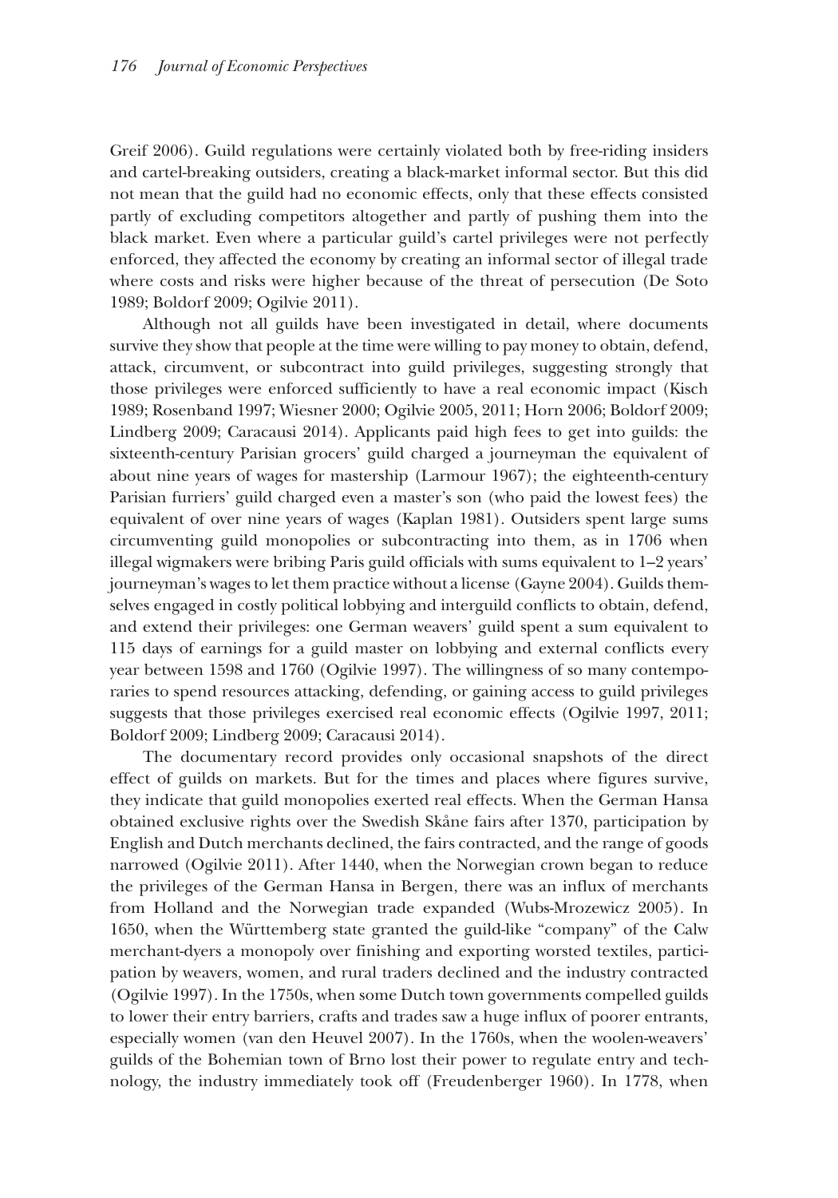Greif 2006). Guild regulations were certainly violated both by free-riding insiders and cartel-breaking outsiders, creating a black-market informal sector. But this did not mean that the guild had no economic effects, only that these effects consisted partly of excluding competitors altogether and partly of pushing them into the black market. Even where a particular guild's cartel privileges were not perfectly enforced, they affected the economy by creating an informal sector of illegal trade where costs and risks were higher because of the threat of persecution (De Soto 1989; Boldorf 2009; Ogilvie 2011).

Although not all guilds have been investigated in detail, where documents survive they show that people at the time were willing to pay money to obtain, defend, attack, circumvent, or subcontract into guild privileges, suggesting strongly that those privileges were enforced sufficiently to have a real economic impact (Kisch 1989; Rosenband 1997; Wiesner 2000; Ogilvie 2005, 2011; Horn 2006; Boldorf 2009; Lindberg 2009; Caracausi 2014). Applicants paid high fees to get into guilds: the sixteenth-century Parisian grocers' guild charged a journeyman the equivalent of about nine years of wages for mastership (Larmour 1967); the eighteenth-century Parisian furriers' guild charged even a master's son (who paid the lowest fees) the equivalent of over nine years of wages (Kaplan 1981). Outsiders spent large sums circumventing guild monopolies or subcontracting into them, as in 1706 when illegal wigmakers were bribing Paris guild officials with sums equivalent to 1–2 years' journeyman's wages to let them practice without a license (Gayne 2004). Guilds themselves engaged in costly political lobbying and interguild conflicts to obtain, defend, and extend their privileges: one German weavers' guild spent a sum equivalent to 115 days of earnings for a guild master on lobbying and external conflicts every year between 1598 and 1760 (Ogilvie 1997). The willingness of so many contemporaries to spend resources attacking, defending, or gaining access to guild privileges suggests that those privileges exercised real economic effects (Ogilvie 1997, 2011; Boldorf 2009; Lindberg 2009; Caracausi 2014).

The documentary record provides only occasional snapshots of the direct effect of guilds on markets. But for the times and places where figures survive, they indicate that guild monopolies exerted real effects. When the German Hansa obtained exclusive rights over the Swedish Skåne fairs after 1370, participation by English and Dutch merchants declined, the fairs contracted, and the range of goods narrowed (Ogilvie 2011). After 1440, when the Norwegian crown began to reduce the privileges of the German Hansa in Bergen, there was an influx of merchants from Holland and the Norwegian trade expanded (Wubs-Mrozewicz 2005). In 1650, when the Württemberg state granted the guild-like "company" of the Calw merchant-dyers a monopoly over finishing and exporting worsted textiles, participation by weavers, women, and rural traders declined and the industry contracted (Ogilvie 1997). In the 1750s, when some Dutch town governments compelled guilds to lower their entry barriers, crafts and trades saw a huge influx of poorer entrants, especially women (van den Heuvel 2007). In the 1760s, when the woolen-weavers' guilds of the Bohemian town of Brno lost their power to regulate entry and technology, the industry immediately took off (Freudenberger 1960). In 1778, when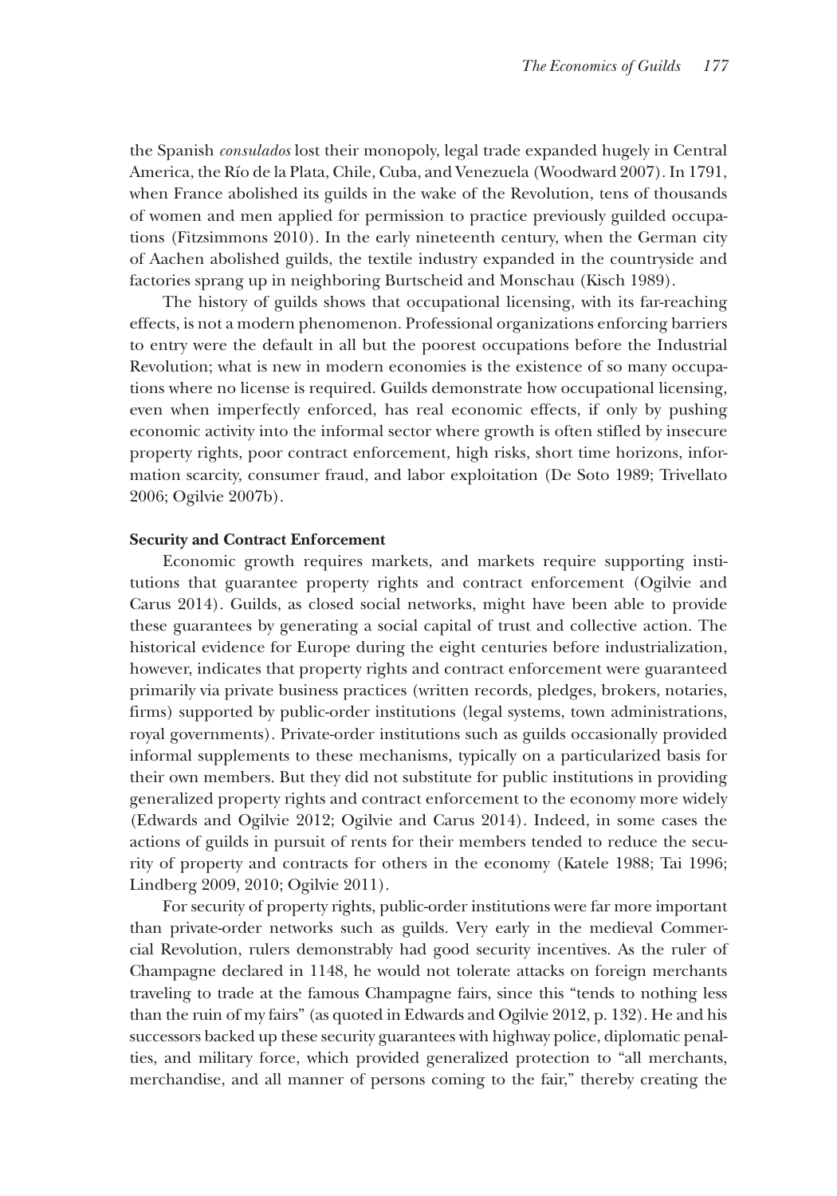the Spanish *consulados* lost their monopoly, legal trade expanded hugely in Central America, the Río de la Plata, Chile, Cuba, and Venezuela (Woodward 2007). In 1791, when France abolished its guilds in the wake of the Revolution, tens of thousands of women and men applied for permission to practice previously guilded occupations (Fitzsimmons 2010). In the early nineteenth century, when the German city of Aachen abolished guilds, the textile industry expanded in the countryside and factories sprang up in neighboring Burtscheid and Monschau (Kisch 1989).

The history of guilds shows that occupational licensing, with its far-reaching effects, is not a modern phenomenon. Professional organizations enforcing barriers to entry were the default in all but the poorest occupations before the Industrial Revolution; what is new in modern economies is the existence of so many occupations where no license is required. Guilds demonstrate how occupational licensing, even when imperfectly enforced, has real economic effects, if only by pushing economic activity into the informal sector where growth is often stifled by insecure property rights, poor contract enforcement, high risks, short time horizons, information scarcity, consumer fraud, and labor exploitation (De Soto 1989; Trivellato 2006; Ogilvie 2007b).

**Security and Contract Enforcement**

Economic growth requires markets, and markets require supporting institutions that guarantee property rights and contract enforcement (Ogilvie and Carus 2014). Guilds, as closed social networks, might have been able to provide these guarantees by generating a social capital of trust and collective action. The historical evidence for Europe during the eight centuries before industrialization, however, indicates that property rights and contract enforcement were guaranteed primarily via private business practices (written records, pledges, brokers, notaries, firms) supported by public-order institutions (legal systems, town administrations, royal governments). Private-order institutions such as guilds occasionally provided informal supplements to these mechanisms, typically on a particularized basis for their own members. But they did not substitute for public institutions in providing generalized property rights and contract enforcement to the economy more widely (Edwards and Ogilvie 2012; Ogilvie and Carus 2014). Indeed, in some cases the actions of guilds in pursuit of rents for their members tended to reduce the security of property and contracts for others in the economy (Katele 1988; Tai 1996; Lindberg 2009, 2010; Ogilvie 2011).

For security of property rights, public-order institutions were far more important than private-order networks such as guilds. Very early in the medieval Commercial Revolution, rulers demonstrably had good security incentives. As the ruler of Champagne declared in 1148, he would not tolerate attacks on foreign merchants traveling to trade at the famous Champagne fairs, since this "tends to nothing less than the ruin of my fairs" (as quoted in Edwards and Ogilvie 2012, p. 132). He and his successors backed up these security guarantees with highway police, diplomatic penalties, and military force, which provided generalized protection to "all merchants, merchandise, and all manner of persons coming to the fair," thereby creating the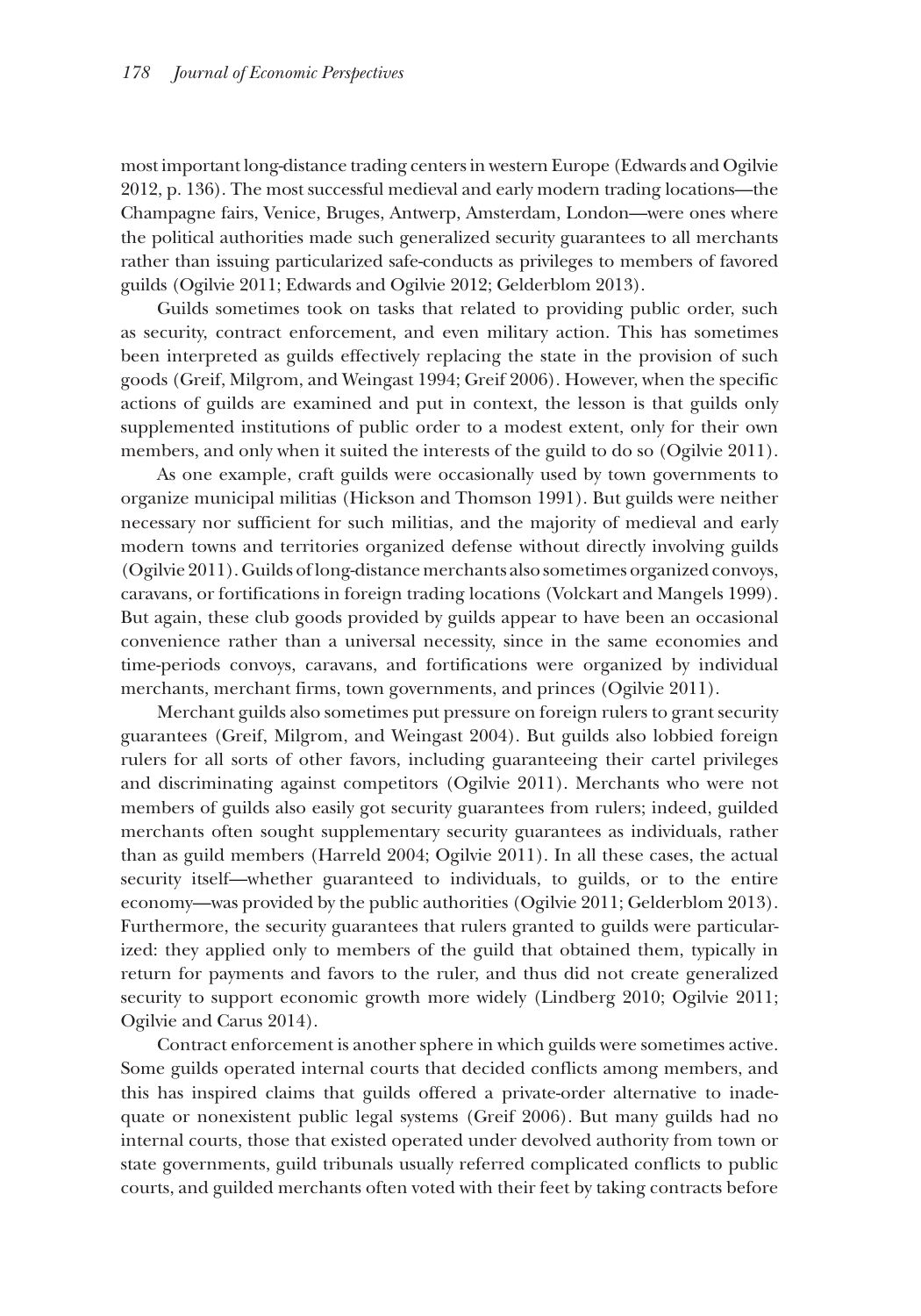most important long-distance trading centers in western Europe (Edwards and Ogilvie 2012, p. 136). The most successful medieval and early modern trading locations—the Champagne fairs, Venice, Bruges, Antwerp, Amsterdam, London—were ones where the political authorities made such generalized security guarantees to all merchants rather than issuing particularized safe-conducts as privileges to members of favored guilds (Ogilvie 2011; Edwards and Ogilvie 2012; Gelderblom 2013).

Guilds sometimes took on tasks that related to providing public order, such as security, contract enforcement, and even military action. This has sometimes been interpreted as guilds effectively replacing the state in the provision of such goods (Greif, Milgrom, and Weingast 1994; Greif 2006). However, when the specific actions of guilds are examined and put in context, the lesson is that guilds only supplemented institutions of public order to a modest extent, only for their own members, and only when it suited the interests of the guild to do so (Ogilvie 2011).

As one example, craft guilds were occasionally used by town governments to organize municipal militias (Hickson and Thomson 1991). But guilds were neither necessary nor sufficient for such militias, and the majority of medieval and early modern towns and territories organized defense without directly involving guilds (Ogilvie 2011). Guilds of long-distance merchants also sometimes organized convoys, caravans, or fortifications in foreign trading locations (Volckart and Mangels 1999). But again, these club goods provided by guilds appear to have been an occasional convenience rather than a universal necessity, since in the same economies and time-periods convoys, caravans, and fortifications were organized by individual merchants, merchant firms, town governments, and princes (Ogilvie 2011).

Merchant guilds also sometimes put pressure on foreign rulers to grant security guarantees (Greif, Milgrom, and Weingast 2004). But guilds also lobbied foreign rulers for all sorts of other favors, including guaranteeing their cartel privileges and discriminating against competitors (Ogilvie 2011). Merchants who were not members of guilds also easily got security guarantees from rulers; indeed, guilded merchants often sought supplementary security guarantees as individuals, rather than as guild members (Harreld 2004; Ogilvie 2011). In all these cases, the actual security itself—whether guaranteed to individuals, to guilds, or to the entire economy—was provided by the public authorities (Ogilvie 2011; Gelderblom 2013). Furthermore, the security guarantees that rulers granted to guilds were particularized: they applied only to members of the guild that obtained them, typically in return for payments and favors to the ruler, and thus did not create generalized security to support economic growth more widely (Lindberg 2010; Ogilvie 2011; Ogilvie and Carus 2014).

Contract enforcement is another sphere in which guilds were sometimes active. Some guilds operated internal courts that decided conflicts among members, and this has inspired claims that guilds offered a private-order alternative to inadequate or nonexistent public legal systems (Greif 2006). But many guilds had no internal courts, those that existed operated under devolved authority from town or state governments, guild tribunals usually referred complicated conflicts to public courts, and guilded merchants often voted with their feet by taking contracts before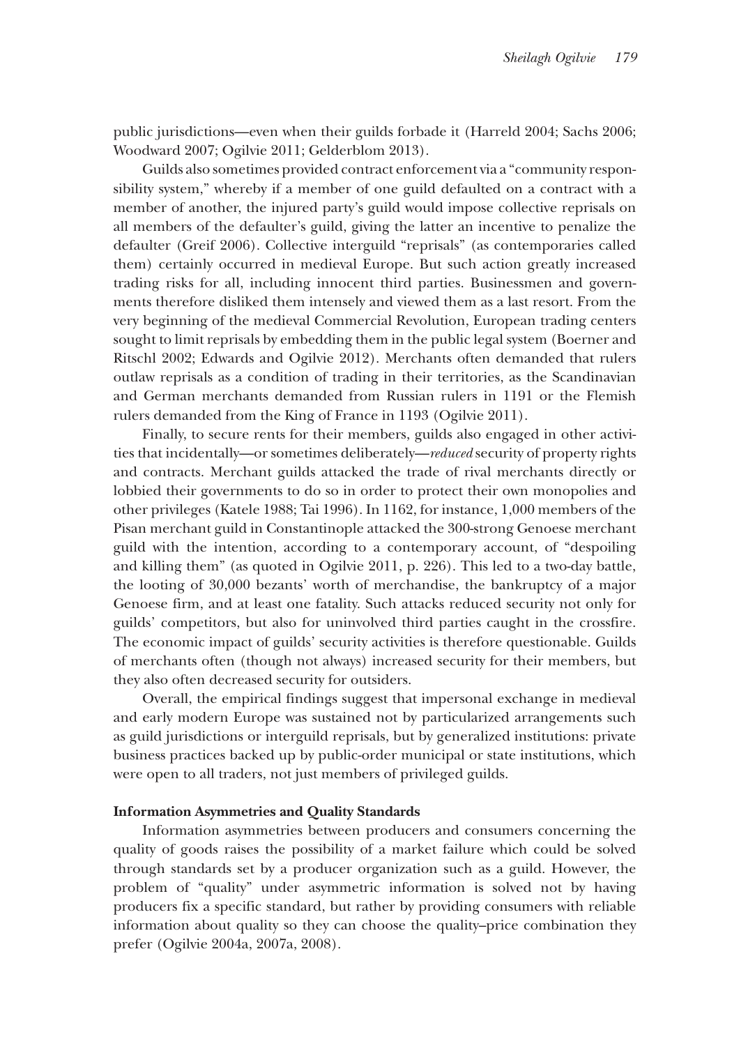public jurisdictions—even when their guilds forbade it (Harreld 2004; Sachs 2006; Woodward 2007; Ogilvie 2011; Gelderblom 2013).

Guilds also sometimes provided contract enforcement via a "community responsibility system," whereby if a member of one guild defaulted on a contract with a member of another, the injured party's guild would impose collective reprisals on all members of the defaulter's guild, giving the latter an incentive to penalize the defaulter (Greif 2006). Collective interguild "reprisals" (as contemporaries called them) certainly occurred in medieval Europe. But such action greatly increased trading risks for all, including innocent third parties. Businessmen and governments therefore disliked them intensely and viewed them as a last resort. From the very beginning of the medieval Commercial Revolution, European trading centers sought to limit reprisals by embedding them in the public legal system (Boerner and Ritschl 2002; Edwards and Ogilvie 2012). Merchants often demanded that rulers outlaw reprisals as a condition of trading in their territories, as the Scandinavian and German merchants demanded from Russian rulers in 1191 or the Flemish rulers demanded from the King of France in 1193 (Ogilvie 2011).

Finally, to secure rents for their members, guilds also engaged in other activities that incidentally—or sometimes deliberately—*reduced* security of property rights and contracts. Merchant guilds attacked the trade of rival merchants directly or lobbied their governments to do so in order to protect their own monopolies and other privileges (Katele 1988; Tai 1996). In 1162, for instance, 1,000 members of the Pisan merchant guild in Constantinople attacked the 300-strong Genoese merchant guild with the intention, according to a contemporary account, of "despoiling and killing them" (as quoted in Ogilvie 2011, p. 226). This led to a two-day battle, the looting of 30,000 bezants' worth of merchandise, the bankruptcy of a major Genoese firm, and at least one fatality. Such attacks reduced security not only for guilds' competitors, but also for uninvolved third parties caught in the crossfire. The economic impact of guilds' security activities is therefore questionable. Guilds of merchants often (though not always) increased security for their members, but they also often decreased security for outsiders.

Overall, the empirical findings suggest that impersonal exchange in medieval and early modern Europe was sustained not by particularized arrangements such as guild jurisdictions or interguild reprisals, but by generalized institutions: private business practices backed up by public-order municipal or state institutions, which were open to all traders, not just members of privileged guilds.

### Information Asymmetries and Quality Standards

Information asymmetries between producers and consumers concerning the quality of goods raises the possibility of a market failure which could be solved through standards set by a producer organization such as a guild. However, the problem of "quality" under asymmetric information is solved not by having producers fix a specific standard, but rather by providing consumers with reliable information about quality so they can choose the quality–price combination they prefer (Ogilvie 2004a, 2007a, 2008).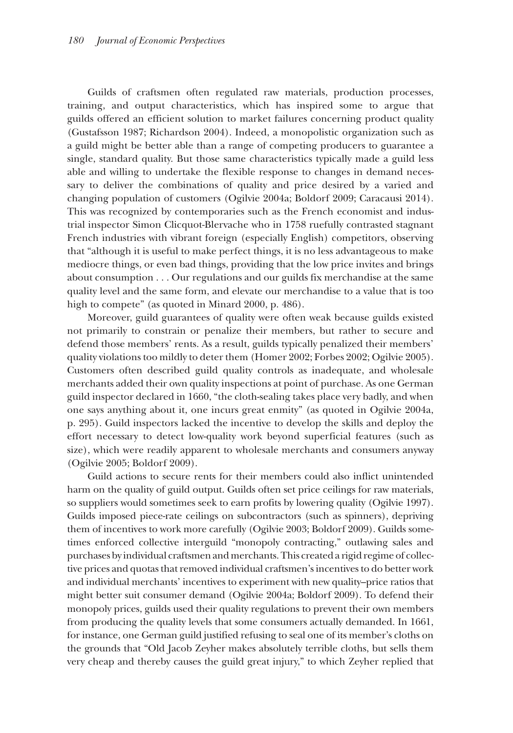Guilds of craftsmen often regulated raw materials, production processes, training, and output characteristics, which has inspired some to argue that guilds offered an efficient solution to market failures concerning product quality (Gustafsson 1987; Richardson 2004). Indeed, a monopolistic organization such as a guild might be better able than a range of competing producers to guarantee a single, standard quality. But those same characteristics typically made a guild less able and willing to undertake the flexible response to changes in demand necessary to deliver the combinations of quality and price desired by a varied and changing population of customers (Ogilvie 2004a; Boldorf 2009; Caracausi 2014). This was recognized by contemporaries such as the French economist and industrial inspector Simon Clicquot-Blervache who in 1758 ruefully contrasted stagnant French industries with vibrant foreign (especially English) competitors, observing that "although it is useful to make perfect things, it is no less advantageous to make mediocre things, or even bad things, providing that the low price invites and brings about consumption . . . Our regulations and our guilds fix merchandise at the same quality level and the same form, and elevate our merchandise to a value that is too high to compete" (as quoted in Minard 2000, p. 486).

Moreover, guild guarantees of quality were often weak because guilds existed not primarily to constrain or penalize their members, but rather to secure and defend those members' rents. As a result, guilds typically penalized their members' quality violations too mildly to deter them (Homer 2002; Forbes 2002; Ogilvie 2005). Customers often described guild quality controls as inadequate, and wholesale merchants added their own quality inspections at point of purchase. As one German guild inspector declared in 1660, "the cloth-sealing takes place very badly, and when one says anything about it, one incurs great enmity" (as quoted in Ogilvie 2004a, p. 295). Guild inspectors lacked the incentive to develop the skills and deploy the effort necessary to detect low-quality work beyond superficial features (such as size), which were readily apparent to wholesale merchants and consumers anyway (Ogilvie 2005; Boldorf 2009).

Guild actions to secure rents for their members could also inflict unintended harm on the quality of guild output. Guilds often set price ceilings for raw materials, so suppliers would sometimes seek to earn profits by lowering quality (Ogilvie 1997). Guilds imposed piece-rate ceilings on subcontractors (such as spinners), depriving them of incentives to work more carefully (Ogilvie 2003; Boldorf 2009). Guilds sometimes enforced collective interguild "monopoly contracting," outlawing sales and purchases by individual craftsmen and merchants. This created a rigid regime of collective prices and quotas that removed individual craftsmen's incentives to do better work and individual merchants' incentives to experiment with new quality–price ratios that might better suit consumer demand (Ogilvie 2004a; Boldorf 2009). To defend their monopoly prices, guilds used their quality regulations to prevent their own members from producing the quality levels that some consumers actually demanded. In 1661, for instance, one German guild justified refusing to seal one of its member's cloths on the grounds that "Old Jacob Zeyher makes absolutely terrible cloths, but sells them very cheap and thereby causes the guild great injury," to which Zeyher replied that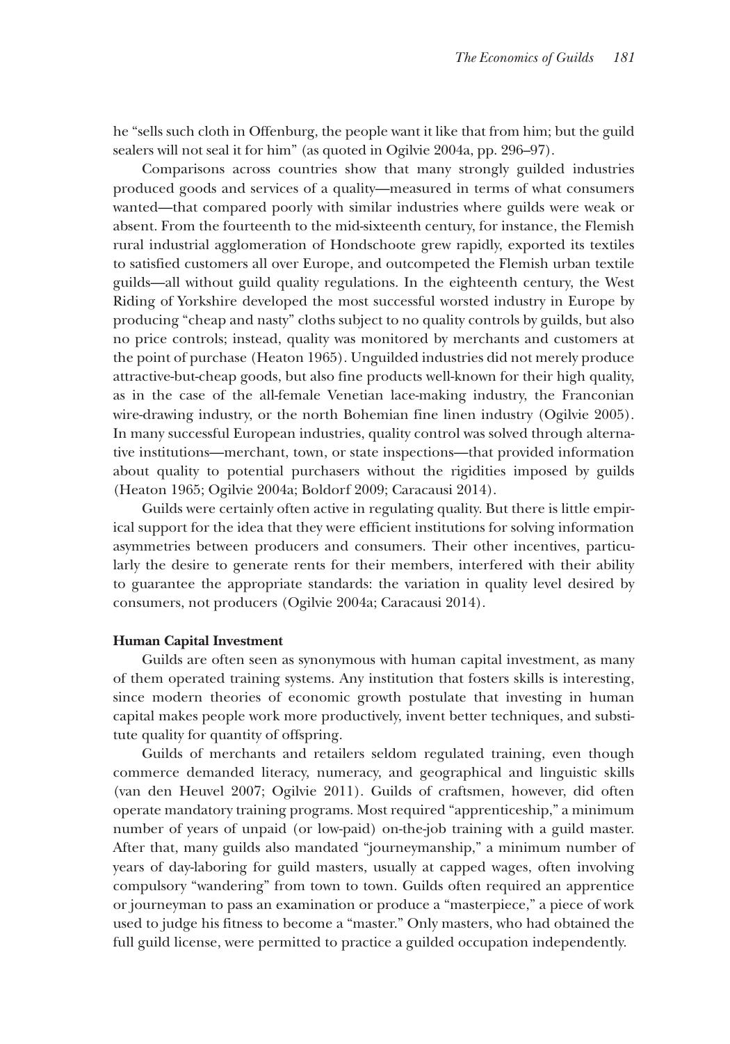he "sells such cloth in Offenburg, the people want it like that from him; but the guild sealers will not seal it for him" (as quoted in Ogilvie 2004a, pp. 296–97).

Comparisons across countries show that many strongly guilded industries produced goods and services of a quality—measured in terms of what consumers wanted—that compared poorly with similar industries where guilds were weak or absent. From the fourteenth to the mid-sixteenth century, for instance, the Flemish rural industrial agglomeration of Hondschoote grew rapidly, exported its textiles to satisfied customers all over Europe, and outcompeted the Flemish urban textile guilds—all without guild quality regulations. In the eighteenth century, the West Riding of Yorkshire developed the most successful worsted industry in Europe by producing "cheap and nasty" cloths subject to no quality controls by guilds, but also no price controls; instead, quality was monitored by merchants and customers at the point of purchase (Heaton 1965). Unguilded industries did not merely produce attractive-but-cheap goods, but also fine products well-known for their high quality, as in the case of the all-female Venetian lace-making industry, the Franconian wire-drawing industry, or the north Bohemian fine linen industry (Ogilvie 2005). In many successful European industries, quality control was solved through alternative institutions—merchant, town, or state inspections—that provided information about quality to potential purchasers without the rigidities imposed by guilds (Heaton 1965; Ogilvie 2004a; Boldorf 2009; Caracausi 2014).

Guilds were certainly often active in regulating quality. But there is little empirical support for the idea that they were efficient institutions for solving information asymmetries between producers and consumers. Their other incentives, particularly the desire to generate rents for their members, interfered with their ability to guarantee the appropriate standards: the variation in quality level desired by consumers, not producers (Ogilvie 2004a; Caracausi 2014).

**Human Capital Investment**

Guilds are often seen as synonymous with human capital investment, as many of them operated training systems. Any institution that fosters skills is interesting, since modern theories of economic growth postulate that investing in human capital makes people work more productively, invent better techniques, and substitute quality for quantity of offspring.

Guilds of merchants and retailers seldom regulated training, even though commerce demanded literacy, numeracy, and geographical and linguistic skills (van den Heuvel 2007; Ogilvie 2011). Guilds of craftsmen, however, did often operate mandatory training programs. Most required "apprenticeship," a minimum number of years of unpaid (or low-paid) on-the-job training with a guild master. After that, many guilds also mandated "journeymanship," a minimum number of years of day-laboring for guild masters, usually at capped wages, often involving compulsory "wandering" from town to town. Guilds often required an apprentice or journeyman to pass an examination or produce a "masterpiece," a piece of work used to judge his fitness to become a "master." Only masters, who had obtained the full guild license, were permitted to practice a guilded occupation independently.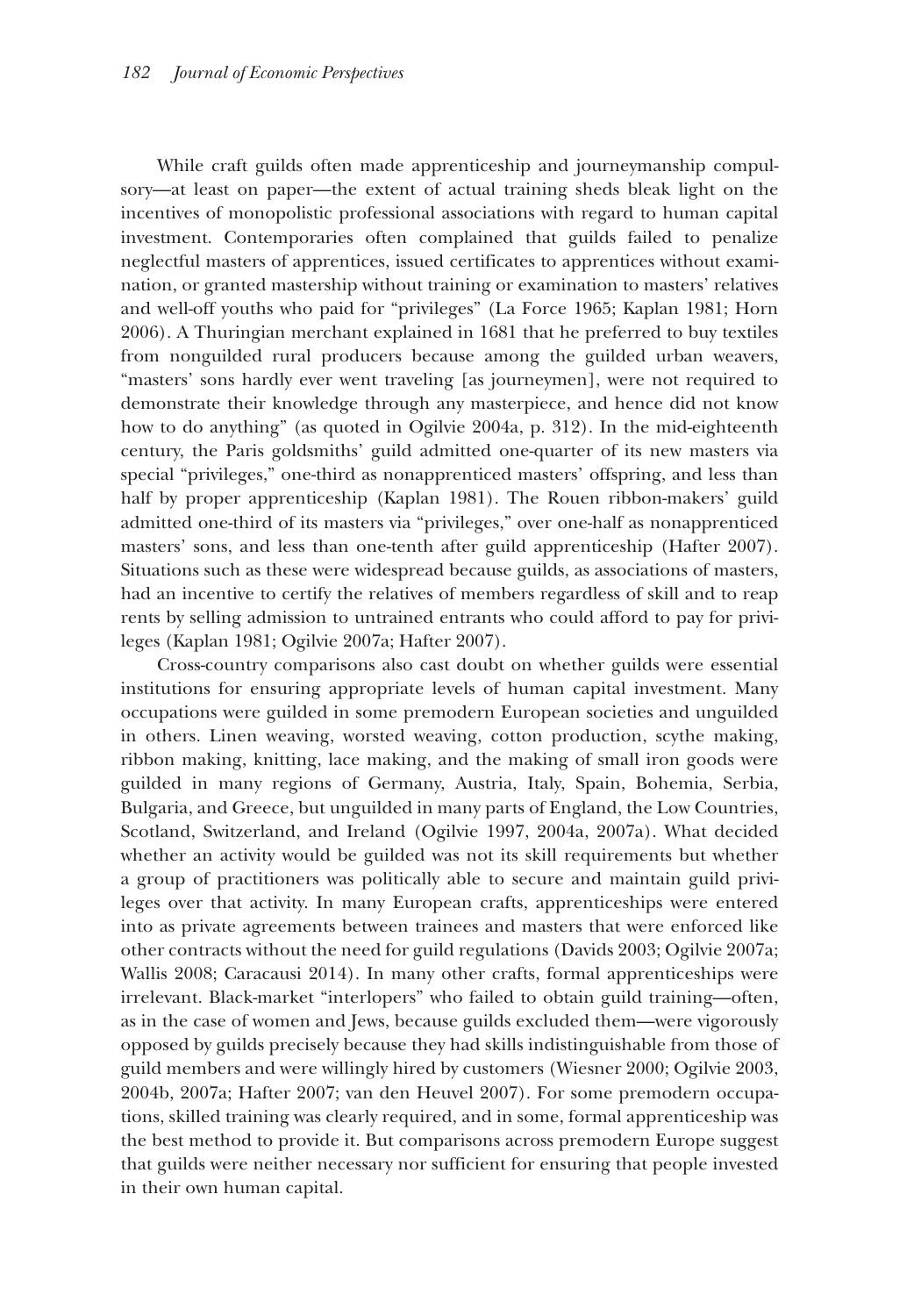While craft guilds often made apprenticeship and journeymanship compulsory—at least on paper—the extent of actual training sheds bleak light on the incentives of monopolistic professional associations with regard to human capital investment. Contemporaries often complained that guilds failed to penalize neglectful masters of apprentices, issued certificates to apprentices without examination, or granted mastership without training or examination to masters' relatives and well-off youths who paid for "privileges" (La Force 1965; Kaplan 1981; Horn 2006). A Thuringian merchant explained in 1681 that he preferred to buy textiles from nonguilded rural producers because among the guilded urban weavers, "masters' sons hardly ever went traveling [as journeymen], were not required to demonstrate their knowledge through any masterpiece, and hence did not know how to do anything" (as quoted in Ogilvie 2004a, p. 312). In the mid-eighteenth century, the Paris goldsmiths' guild admitted one-quarter of its new masters via special "privileges," one-third as nonapprenticed masters' offspring, and less than half by proper apprenticeship (Kaplan 1981). The Rouen ribbon-makers' guild admitted one-third of its masters via "privileges," over one-half as nonapprenticed masters' sons, and less than one-tenth after guild apprenticeship (Hafter 2007). Situations such as these were widespread because guilds, as associations of masters, had an incentive to certify the relatives of members regardless of skill and to reap rents by selling admission to untrained entrants who could afford to pay for privileges (Kaplan 1981; Ogilvie 2007a; Hafter 2007).

Cross-country comparisons also cast doubt on whether guilds were essential institutions for ensuring appropriate levels of human capital investment. Many occupations were guilded in some premodern European societies and unguilded in others. Linen weaving, worsted weaving, cotton production, scythe making, ribbon making, knitting, lace making, and the making of small iron goods were guilded in many regions of Germany, Austria, Italy, Spain, Bohemia, Serbia, Bulgaria, and Greece, but unguilded in many parts of England, the Low Countries, Scotland, Switzerland, and Ireland (Ogilvie 1997, 2004a, 2007a). What decided whether an activity would be guilded was not its skill requirements but whether a group of practitioners was politically able to secure and maintain guild privileges over that activity. In many European crafts, apprenticeships were entered into as private agreements between trainees and masters that were enforced like other contracts without the need for guild regulations (Davids 2003; Ogilvie 2007a; Wallis 2008; Caracausi 2014). In many other crafts, formal apprenticeships were irrelevant. Black-market "interlopers" who failed to obtain guild training—often, as in the case of women and Jews, because guilds excluded them—were vigorously opposed by guilds precisely because they had skills indistinguishable from those of guild members and were willingly hired by customers (Wiesner 2000; Ogilvie 2003, 2004b, 2007a; Hafter 2007; van den Heuvel 2007). For some premodern occupations, skilled training was clearly required, and in some, formal apprenticeship was the best method to provide it. But comparisons across premodern Europe suggest that guilds were neither necessary nor sufficient for ensuring that people invested in their own human capital.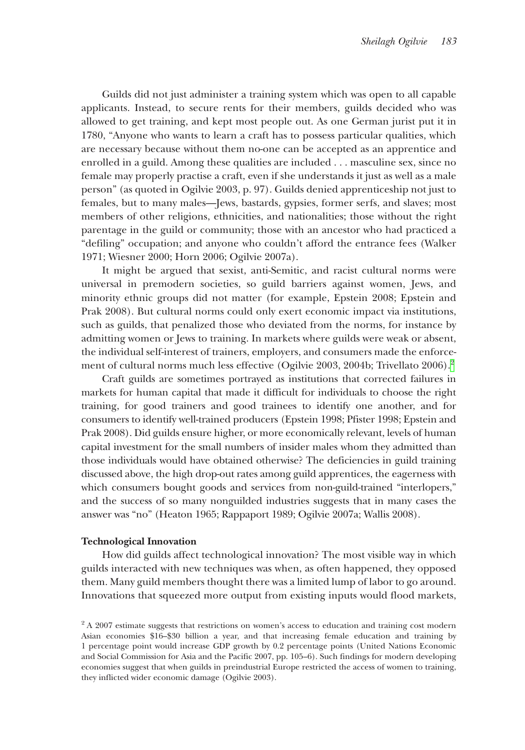Guilds did not just administer a training system which was open to all capable applicants. Instead, to secure rents for their members, guilds decided who was allowed to get training, and kept most people out. As one German jurist put it in 1780, "Anyone who wants to learn a craft has to possess particular qualities, which are necessary because without them no-one can be accepted as an apprentice and enrolled in a guild. Among these qualities are included . . . masculine sex, since no female may properly practise a craft, even if she understands it just as well as a male person" (as quoted in Ogilvie 2003, p. 97). Guilds denied apprenticeship not just to females, but to many males—Jews, bastards, gypsies, former serfs, and slaves; most members of other religions, ethnicities, and nationalities; those without the right parentage in the guild or community; those with an ancestor who had practiced a "defiling" occupation; and anyone who couldn't afford the entrance fees (Walker 1971; Wiesner 2000; Horn 2006; Ogilvie 2007a).

It might be argued that sexist, anti-Semitic, and racist cultural norms were universal in premodern societies, so guild barriers against women, Jews, and minority ethnic groups did not matter (for example, Epstein 2008; Epstein and Prak 2008). But cultural norms could only exert economic impact via institutions, such as guilds, that penalized those who deviated from the norms, for instance by admitting women or Jews to training. In markets where guilds were weak or absent, the individual self-interest of trainers, employers, and consumers made the enforcement of cultural norms much less effective (Ogilvie 2003, 2004b; Trivellato 2006).[2]

Craft guilds are sometimes portrayed as institutions that corrected failures in markets for human capital that made it difficult for individuals to choose the right training, for good trainers and good trainees to identify one another, and for consumers to identify well-trained producers (Epstein 1998; Pfister 1998; Epstein and Prak 2008). Did guilds ensure higher, or more economically relevant, levels of human capital investment for the small numbers of insider males whom they admitted than those individuals would have obtained otherwise? The deficiencies in guild training discussed above, the high drop-out rates among guild apprentices, the eagerness with which consumers bought goods and services from non-guild-trained "interlopers," and the success of so many nonguilded industries suggests that in many cases the answer was "no" (Heaton 1965; Rappaport 1989; Ogilvie 2007a; Wallis 2008).

**Technological Innovation**

How did guilds affect technological innovation? The most visible way in which guilds interacted with new techniques was when, as often happened, they opposed them. Many guild members thought there was a limited lump of labor to go around. Innovations that squeezed more output from existing inputs would flood markets,

[2] A 2007 estimate suggests that restrictions on women's access to education and training cost modern Asian economies \$16–\$30 billion a year, and that increasing female education and training by 1 percentage point would increase GDP growth by 0.2 percentage points (United Nations Economic and Social Commission for Asia and the Pacific 2007, pp. 105–6). Such findings for modern developing economies suggest that when guilds in preindustrial Europe restricted the access of women to training, they inflicted wider economic damage (Ogilvie 2003).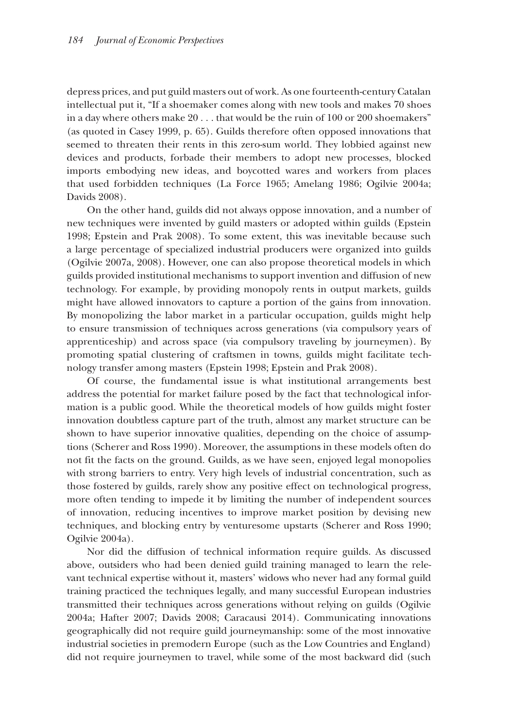depress prices, and put guild masters out of work. As one fourteenth-century Catalan intellectual put it, "If a shoemaker comes along with new tools and makes 70 shoes in a day where others make 20 . . . that would be the ruin of 100 or 200 shoemakers" (as quoted in Casey 1999, p. 65). Guilds therefore often opposed innovations that seemed to threaten their rents in this zero-sum world. They lobbied against new devices and products, forbade their members to adopt new processes, blocked imports embodying new ideas, and boycotted wares and workers from places that used forbidden techniques (La Force 1965; Amelang 1986; Ogilvie 2004a; Davids 2008).

On the other hand, guilds did not always oppose innovation, and a number of new techniques were invented by guild masters or adopted within guilds (Epstein 1998; Epstein and Prak 2008). To some extent, this was inevitable because such a large percentage of specialized industrial producers were organized into guilds (Ogilvie 2007a, 2008). However, one can also propose theoretical models in which guilds provided institutional mechanisms to support invention and diffusion of new technology. For example, by providing monopoly rents in output markets, guilds might have allowed innovators to capture a portion of the gains from innovation. By monopolizing the labor market in a particular occupation, guilds might help to ensure transmission of techniques across generations (via compulsory years of apprenticeship) and across space (via compulsory traveling by journeymen). By promoting spatial clustering of craftsmen in towns, guilds might facilitate technology transfer among masters (Epstein 1998; Epstein and Prak 2008).

Of course, the fundamental issue is what institutional arrangements best address the potential for market failure posed by the fact that technological information is a public good. While the theoretical models of how guilds might foster innovation doubtless capture part of the truth, almost any market structure can be shown to have superior innovative qualities, depending on the choice of assumptions (Scherer and Ross 1990). Moreover, the assumptions in these models often do not fit the facts on the ground. Guilds, as we have seen, enjoyed legal monopolies with strong barriers to entry. Very high levels of industrial concentration, such as those fostered by guilds, rarely show any positive effect on technological progress, more often tending to impede it by limiting the number of independent sources of innovation, reducing incentives to improve market position by devising new techniques, and blocking entry by venturesome upstarts (Scherer and Ross 1990; Ogilvie 2004a).

Nor did the diffusion of technical information require guilds. As discussed above, outsiders who had been denied guild training managed to learn the relevant technical expertise without it, masters' widows who never had any formal guild training practiced the techniques legally, and many successful European industries transmitted their techniques across generations without relying on guilds (Ogilvie 2004a; Hafter 2007; Davids 2008; Caracausi 2014). Communicating innovations geographically did not require guild journeymanship: some of the most innovative industrial societies in premodern Europe (such as the Low Countries and England) did not require journeymen to travel, while some of the most backward did (such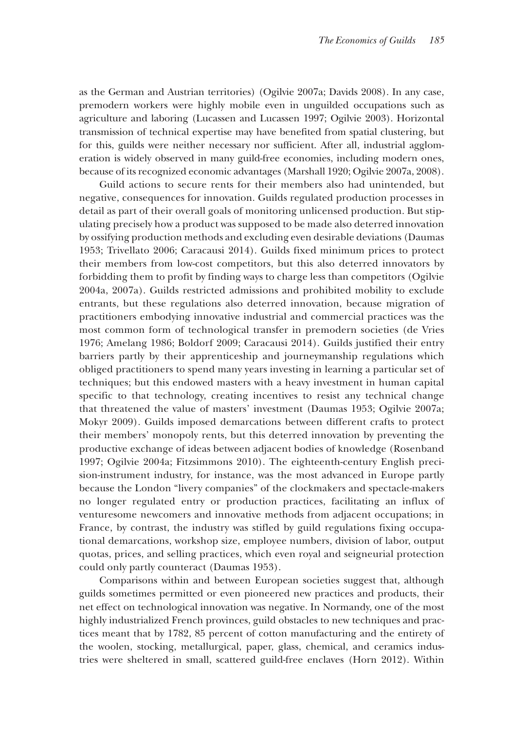as the German and Austrian territories) (Ogilvie 2007a; Davids 2008). In any case, premodern workers were highly mobile even in unguilded occupations such as agriculture and laboring (Lucassen and Lucassen 1997; Ogilvie 2003). Horizontal transmission of technical expertise may have benefited from spatial clustering, but for this, guilds were neither necessary nor sufficient. After all, industrial agglomeration is widely observed in many guild-free economies, including modern ones, because of its recognized economic advantages (Marshall 1920; Ogilvie 2007a, 2008).

Guild actions to secure rents for their members also had unintended, but negative, consequences for innovation. Guilds regulated production processes in detail as part of their overall goals of monitoring unlicensed production. But stipulating precisely how a product was supposed to be made also deterred innovation by ossifying production methods and excluding even desirable deviations (Daumas 1953; Trivellato 2006; Caracausi 2014). Guilds fixed minimum prices to protect their members from low-cost competitors, but this also deterred innovators by forbidding them to profit by finding ways to charge less than competitors (Ogilvie 2004a, 2007a). Guilds restricted admissions and prohibited mobility to exclude entrants, but these regulations also deterred innovation, because migration of practitioners embodying innovative industrial and commercial practices was the most common form of technological transfer in premodern societies (de Vries 1976; Amelang 1986; Boldorf 2009; Caracausi 2014). Guilds justified their entry barriers partly by their apprenticeship and journeymanship regulations which obliged practitioners to spend many years investing in learning a particular set of techniques; but this endowed masters with a heavy investment in human capital specific to that technology, creating incentives to resist any technical change that threatened the value of masters' investment (Daumas 1953; Ogilvie 2007a; Mokyr 2009). Guilds imposed demarcations between different crafts to protect their members' monopoly rents, but this deterred innovation by preventing the productive exchange of ideas between adjacent bodies of knowledge (Rosenband 1997; Ogilvie 2004a; Fitzsimmons 2010). The eighteenth-century English precision-instrument industry, for instance, was the most advanced in Europe partly because the London "livery companies" of the clockmakers and spectacle-makers no longer regulated entry or production practices, facilitating an influx of venturesome newcomers and innovative methods from adjacent occupations; in France, by contrast, the industry was stifled by guild regulations fixing occupational demarcations, workshop size, employee numbers, division of labor, output quotas, prices, and selling practices, which even royal and seigneurial protection could only partly counteract (Daumas 1953).

Comparisons within and between European societies suggest that, although guilds sometimes permitted or even pioneered new practices and products, their net effect on technological innovation was negative. In Normandy, one of the most highly industrialized French provinces, guild obstacles to new techniques and practices meant that by 1782, 85 percent of cotton manufacturing and the entirety of the woolen, stocking, metallurgical, paper, glass, chemical, and ceramics industries were sheltered in small, scattered guild-free enclaves (Horn 2012). Within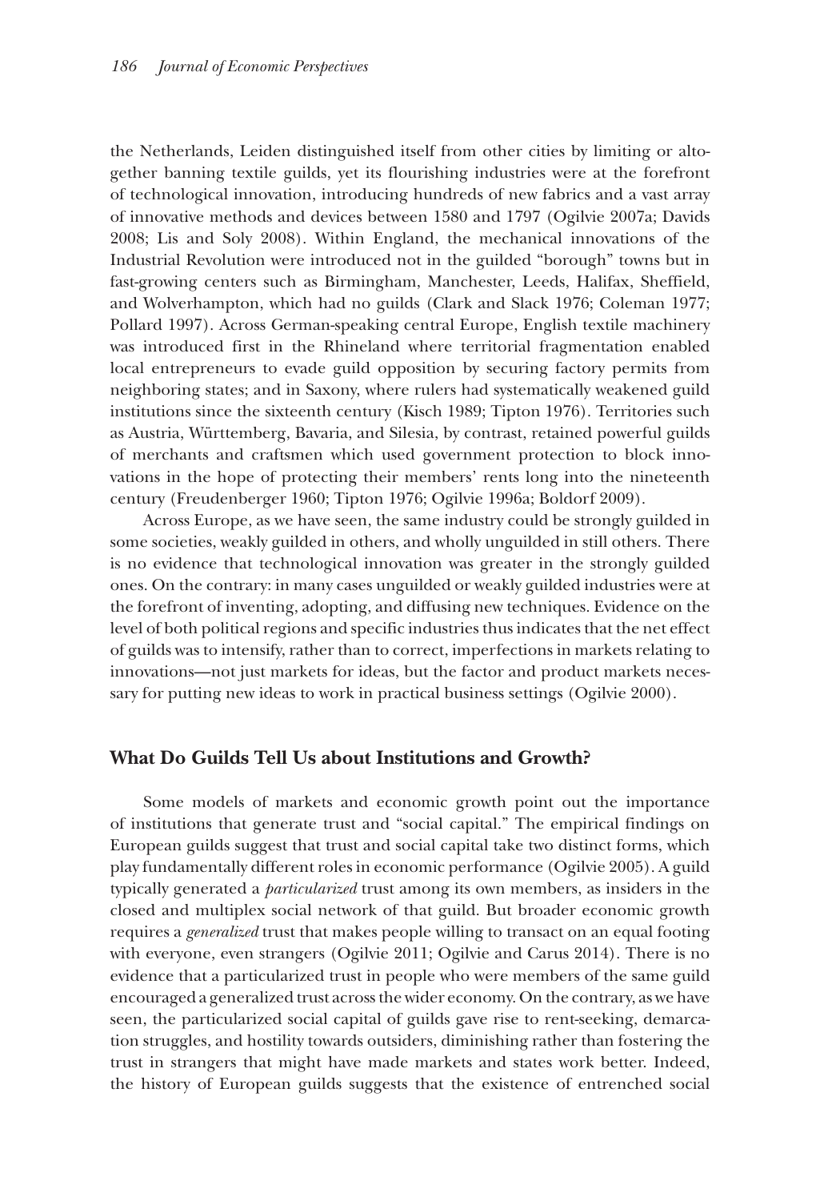the Netherlands, Leiden distinguished itself from other cities by limiting or altogether banning textile guilds, yet its flourishing industries were at the forefront of technological innovation, introducing hundreds of new fabrics and a vast array of innovative methods and devices between 1580 and 1797 (Ogilvie 2007a; Davids 2008; Lis and Soly 2008). Within England, the mechanical innovations of the Industrial Revolution were introduced not in the guilded "borough" towns but in fast-growing centers such as Birmingham, Manchester, Leeds, Halifax, Sheffield, and Wolverhampton, which had no guilds (Clark and Slack 1976; Coleman 1977; Pollard 1997). Across German-speaking central Europe, English textile machinery was introduced first in the Rhineland where territorial fragmentation enabled local entrepreneurs to evade guild opposition by securing factory permits from neighboring states; and in Saxony, where rulers had systematically weakened guild institutions since the sixteenth century (Kisch 1989; Tipton 1976). Territories such as Austria, Württemberg, Bavaria, and Silesia, by contrast, retained powerful guilds of merchants and craftsmen which used government protection to block innovations in the hope of protecting their members' rents long into the nineteenth century (Freudenberger 1960; Tipton 1976; Ogilvie 1996a; Boldorf 2009).

Across Europe, as we have seen, the same industry could be strongly guilded in some societies, weakly guilded in others, and wholly unguilded in still others. There is no evidence that technological innovation was greater in the strongly guilded ones. On the contrary: in many cases unguilded or weakly guilded industries were at the forefront of inventing, adopting, and diffusing new techniques. Evidence on the level of both political regions and specific industries thus indicates that the net effect of guilds was to intensify, rather than to correct, imperfections in markets relating to innovations—not just markets for ideas, but the factor and product markets necessary for putting new ideas to work in practical business settings (Ogilvie 2000).

## What Do Guilds Tell Us about Institutions and Growth?

Some models of markets and economic growth point out the importance of institutions that generate trust and "social capital." The empirical findings on European guilds suggest that trust and social capital take two distinct forms, which play fundamentally different roles in economic performance (Ogilvie 2005). A guild typically generated a *particularized* trust among its own members, as insiders in the closed and multiplex social network of that guild. But broader economic growth requires a *generalized* trust that makes people willing to transact on an equal footing with everyone, even strangers (Ogilvie 2011; Ogilvie and Carus 2014). There is no evidence that a particularized trust in people who were members of the same guild encouraged a generalized trust across the wider economy. On the contrary, as we have seen, the particularized social capital of guilds gave rise to rent-seeking, demarcation struggles, and hostility towards outsiders, diminishing rather than fostering the trust in strangers that might have made markets and states work better. Indeed, the history of European guilds suggests that the existence of entrenched social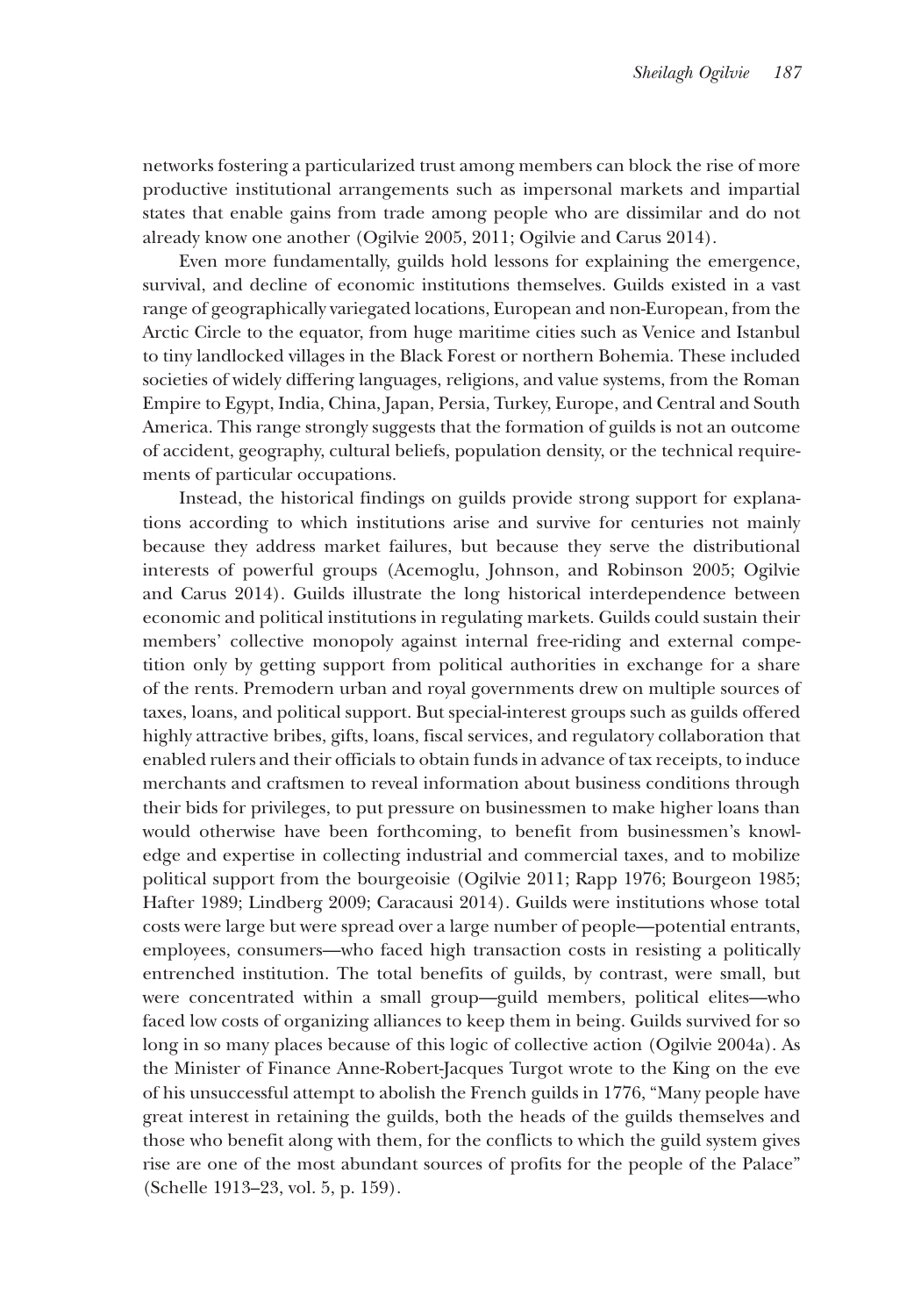networks fostering a particularized trust among members can block the rise of more productive institutional arrangements such as impersonal markets and impartial states that enable gains from trade among people who are dissimilar and do not already know one another (Ogilvie 2005, 2011; Ogilvie and Carus 2014).

Even more fundamentally, guilds hold lessons for explaining the emergence, survival, and decline of economic institutions themselves. Guilds existed in a vast range of geographically variegated locations, European and non-European, from the Arctic Circle to the equator, from huge maritime cities such as Venice and Istanbul to tiny landlocked villages in the Black Forest or northern Bohemia. These included societies of widely differing languages, religions, and value systems, from the Roman Empire to Egypt, India, China, Japan, Persia, Turkey, Europe, and Central and South America. This range strongly suggests that the formation of guilds is not an outcome of accident, geography, cultural beliefs, population density, or the technical requirements of particular occupations.

Instead, the historical findings on guilds provide strong support for explanations according to which institutions arise and survive for centuries not mainly because they address market failures, but because they serve the distributional interests of powerful groups (Acemoglu, Johnson, and Robinson 2005; Ogilvie and Carus 2014). Guilds illustrate the long historical interdependence between economic and political institutions in regulating markets. Guilds could sustain their members' collective monopoly against internal free-riding and external competition only by getting support from political authorities in exchange for a share of the rents. Premodern urban and royal governments drew on multiple sources of taxes, loans, and political support. But special-interest groups such as guilds offered highly attractive bribes, gifts, loans, fiscal services, and regulatory collaboration that enabled rulers and their officials to obtain funds in advance of tax receipts, to induce merchants and craftsmen to reveal information about business conditions through their bids for privileges, to put pressure on businessmen to make higher loans than would otherwise have been forthcoming, to benefit from businessmen's knowledge and expertise in collecting industrial and commercial taxes, and to mobilize political support from the bourgeoisie (Ogilvie 2011; Rapp 1976; Bourgeon 1985; Hafter 1989; Lindberg 2009; Caracausi 2014). Guilds were institutions whose total costs were large but were spread over a large number of people—potential entrants, employees, consumers—who faced high transaction costs in resisting a politically entrenched institution. The total benefits of guilds, by contrast, were small, but were concentrated within a small group—guild members, political elites—who faced low costs of organizing alliances to keep them in being. Guilds survived for so long in so many places because of this logic of collective action (Ogilvie 2004a). As the Minister of Finance Anne-Robert-Jacques Turgot wrote to the King on the eve of his unsuccessful attempt to abolish the French guilds in 1776, "Many people have great interest in retaining the guilds, both the heads of the guilds themselves and those who benefit along with them, for the conflicts to which the guild system gives rise are one of the most abundant sources of profits for the people of the Palace" (Schelle 1913–23, vol. 5, p. 159).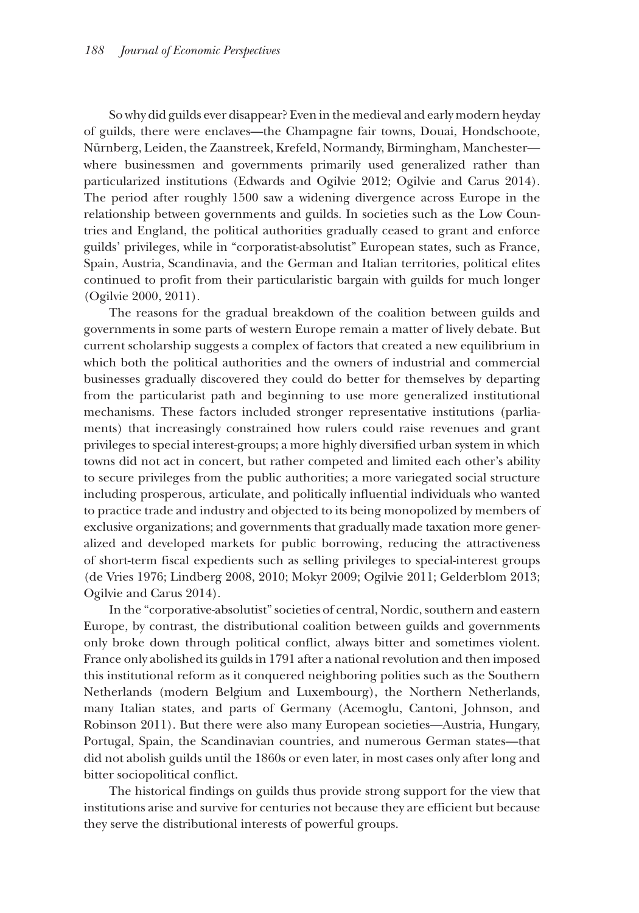So why did guilds ever disappear? Even in the medieval and early modern heyday of guilds, there were enclaves—the Champagne fair towns, Douai, Hondschoote, Nürnberg, Leiden, the Zaanstreek, Krefeld, Normandy, Birmingham, Manchester—where businessmen and governments primarily used generalized rather than particularized institutions (Edwards and Ogilvie 2012; Ogilvie and Carus 2014). The period after roughly 1500 saw a widening divergence across Europe in the relationship between governments and guilds. In societies such as the Low Countries and England, the political authorities gradually ceased to grant and enforce guilds' privileges, while in "corporatist-absolutist" European states, such as France, Spain, Austria, Scandinavia, and the German and Italian territories, political elites continued to profit from their particularistic bargain with guilds for much longer (Ogilvie 2000, 2011).

The reasons for the gradual breakdown of the coalition between guilds and governments in some parts of western Europe remain a matter of lively debate. But current scholarship suggests a complex of factors that created a new equilibrium in which both the political authorities and the owners of industrial and commercial businesses gradually discovered they could do better for themselves by departing from the particularist path and beginning to use more generalized institutional mechanisms. These factors included stronger representative institutions (parliaments) that increasingly constrained how rulers could raise revenues and grant privileges to special interest-groups; a more highly diversified urban system in which towns did not act in concert, but rather competed and limited each other's ability to secure privileges from the public authorities; a more variegated social structure including prosperous, articulate, and politically influential individuals who wanted to practice trade and industry and objected to its being monopolized by members of exclusive organizations; and governments that gradually made taxation more generalized and developed markets for public borrowing, reducing the attractiveness of short-term fiscal expedients such as selling privileges to special-interest groups (de Vries 1976; Lindberg 2008, 2010; Mokyr 2009; Ogilvie 2011; Gelderblom 2013; Ogilvie and Carus 2014).

In the "corporative-absolutist" societies of central, Nordic, southern and eastern Europe, by contrast, the distributional coalition between guilds and governments only broke down through political conflict, always bitter and sometimes violent. France only abolished its guilds in 1791 after a national revolution and then imposed this institutional reform as it conquered neighboring polities such as the Southern Netherlands (modern Belgium and Luxembourg), the Northern Netherlands, many Italian states, and parts of Germany (Acemoglu, Cantoni, Johnson, and Robinson 2011). But there were also many European societies—Austria, Hungary, Portugal, Spain, the Scandinavian countries, and numerous German states—that did not abolish guilds until the 1860s or even later, in most cases only after long and bitter sociopolitical conflict.

The historical findings on guilds thus provide strong support for the view that institutions arise and survive for centuries not because they are efficient but because they serve the distributional interests of powerful groups.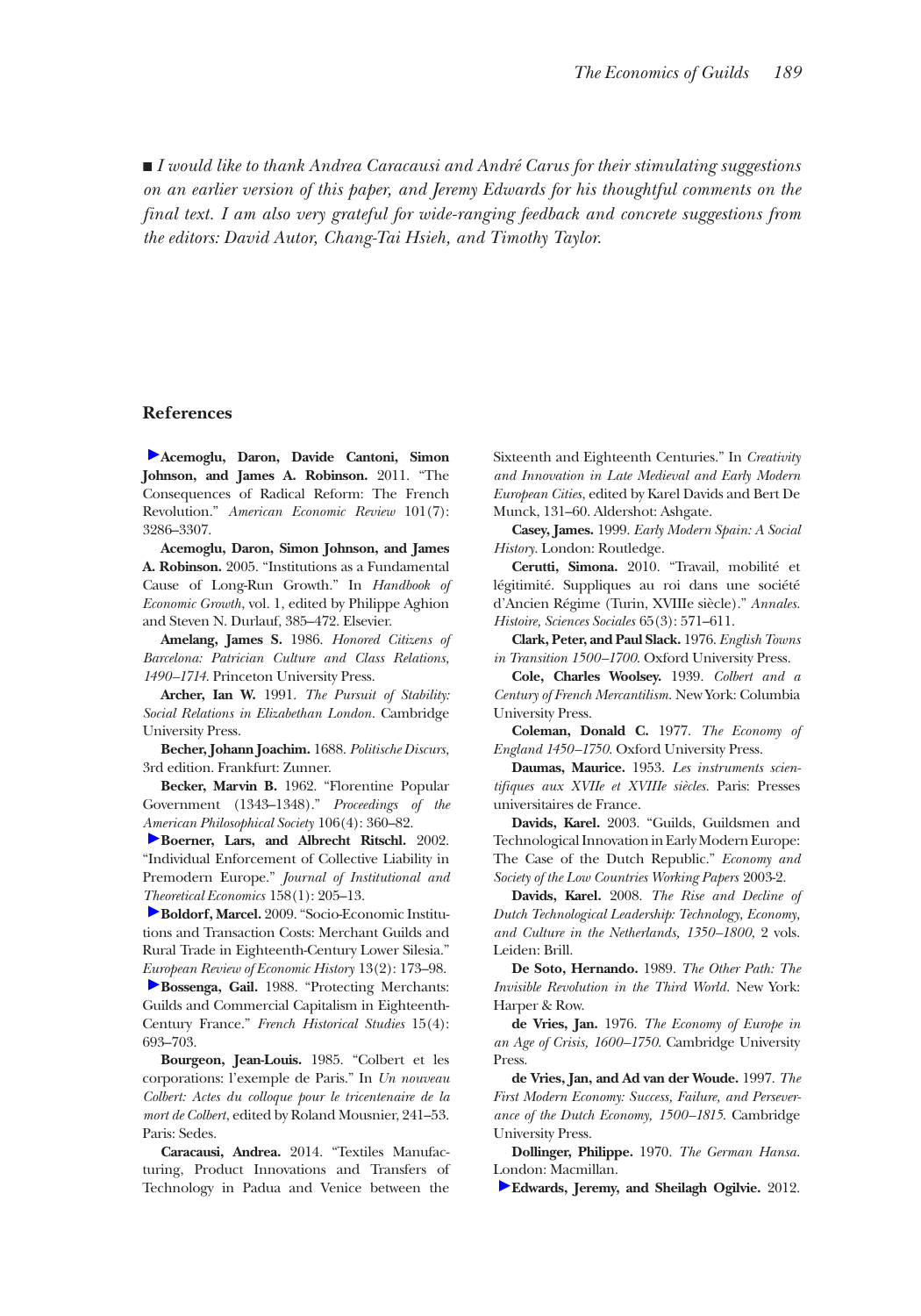■ *I would like to thank Andrea Caracausi and André Carus for their stimulating suggestions on an earlier version of this paper, and Jeremy Edwards for his thoughtful comments on the final text. I am also very grateful for wide-ranging feedback and concrete suggestions from the editors: David Autor, Chang-Tai Hsieh, and Timothy Taylor.*

## References

**Acemoglu, Daron, Davide Cantoni, Simon Johnson, and James A. Robinson.** 2011. "The Consequences of Radical Reform: The French Revolution." *American Economic Review* 101(7): 3286–3307.

**Acemoglu, Daron, Simon Johnson, and James A. Robinson.** 2005. "Institutions as a Fundamental Cause of Long-Run Growth." In *Handbook of Economic Growth*, vol. 1, edited by Philippe Aghion and Steven N. Durlauf, 385–472. Elsevier.

**Amelang, James S.** 1986. *Honored Citizens of Barcelona: Patrician Culture and Class Relations, 1490–1714*. Princeton University Press.

**Archer, Ian W.** 1991. *The Pursuit of Stability: Social Relations in Elizabethan London*. Cambridge University Press.

**Becher, Johann Joachim.** 1688. *Politische Discurs*, 3rd edition. Frankfurt: Zunner.

**Becker, Marvin B.** 1962. "Florentine Popular Government (1343–1348)." *Proceedings of the American Philosophical Society* 106(4): 360–82.

**Boerner, Lars, and Albrecht Ritschl.** 2002. "Individual Enforcement of Collective Liability in Premodern Europe." *Journal of Institutional and Theoretical Economics* 158(1): 205–13.

**Boldorf, Marcel.** 2009. "Socio-Economic Institutions and Transaction Costs: Merchant Guilds and Rural Trade in Eighteenth-Century Lower Silesia." *European Review of Economic History* 13(2): 173–98.

**Bossenga, Gail.** 1988. "Protecting Merchants: Guilds and Commercial Capitalism in Eighteenth-Century France." *French Historical Studies* 15(4): 693–703.

**Bourgeon, Jean-Louis.** 1985. "Colbert et les corporations: l'exemple de Paris." In *Un nouveau Colbert: Actes du colloque pour le tricentenaire de la mort de Colbert*, edited by Roland Mousnier, 241–53. Paris: Sedes.

**Caracausi, Andrea.** 2014. "Textiles Manufacturing, Product Innovations and Transfers of Technology in Padua and Venice between the Sixteenth and Eighteenth Centuries." In *Creativity and Innovation in Late Medieval and Early Modern European Cities*, edited by Karel Davids and Bert De Munck, 131–60. Aldershot: Ashgate.

**Casey, James.** 1999. *Early Modern Spain: A Social History*. London: Routledge.

**Cerutti, Simona.** 2010. "Travail, mobilité et légitimité. Suppliques au roi dans une société d'Ancien Régime (Turin, XVIIIe siècle)." *Annales. Histoire, Sciences Sociales* 65(3): 571–611.

**Clark, Peter, and Paul Slack.** 1976. *English Towns in Transition 1500–1700*. Oxford University Press.

**Cole, Charles Woolsey.** 1939. *Colbert and a Century of French Mercantilism*. New York: Columbia University Press.

**Coleman, Donald C.** 1977. *The Economy of England 1450–1750*. Oxford University Press.

**Daumas, Maurice.** 1953. *Les instruments scientifiques aux XVIIe et XVIIIe siècles*. Paris: Presses universitaires de France.

**Davids, Karel.** 2003. "Guilds, Guildsmen and Technological Innovation in Early Modern Europe: The Case of the Dutch Republic." *Economy and Society of the Low Countries Working Papers* 2003-2.

**Davids, Karel.** 2008. *The Rise and Decline of Dutch Technological Leadership: Technology, Economy, and Culture in the Netherlands, 1350–1800*, 2 vols. Leiden: Brill.

**De Soto, Hernando.** 1989. *The Other Path: The Invisible Revolution in the Third World*. New York: Harper & Row.

**de Vries, Jan.** 1976. *The Economy of Europe in an Age of Crisis, 1600–1750*. Cambridge University Press.

**de Vries, Jan, and Ad van der Woude.** 1997. *The First Modern Economy: Success, Failure, and Perseverance of the Dutch Economy, 1500–1815*. Cambridge University Press.

**Dollinger, Philippe.** 1970. *The German Hansa*. London: Macmillan.

**Edwards, Jeremy, and Sheilagh Ogilvie.** 2012.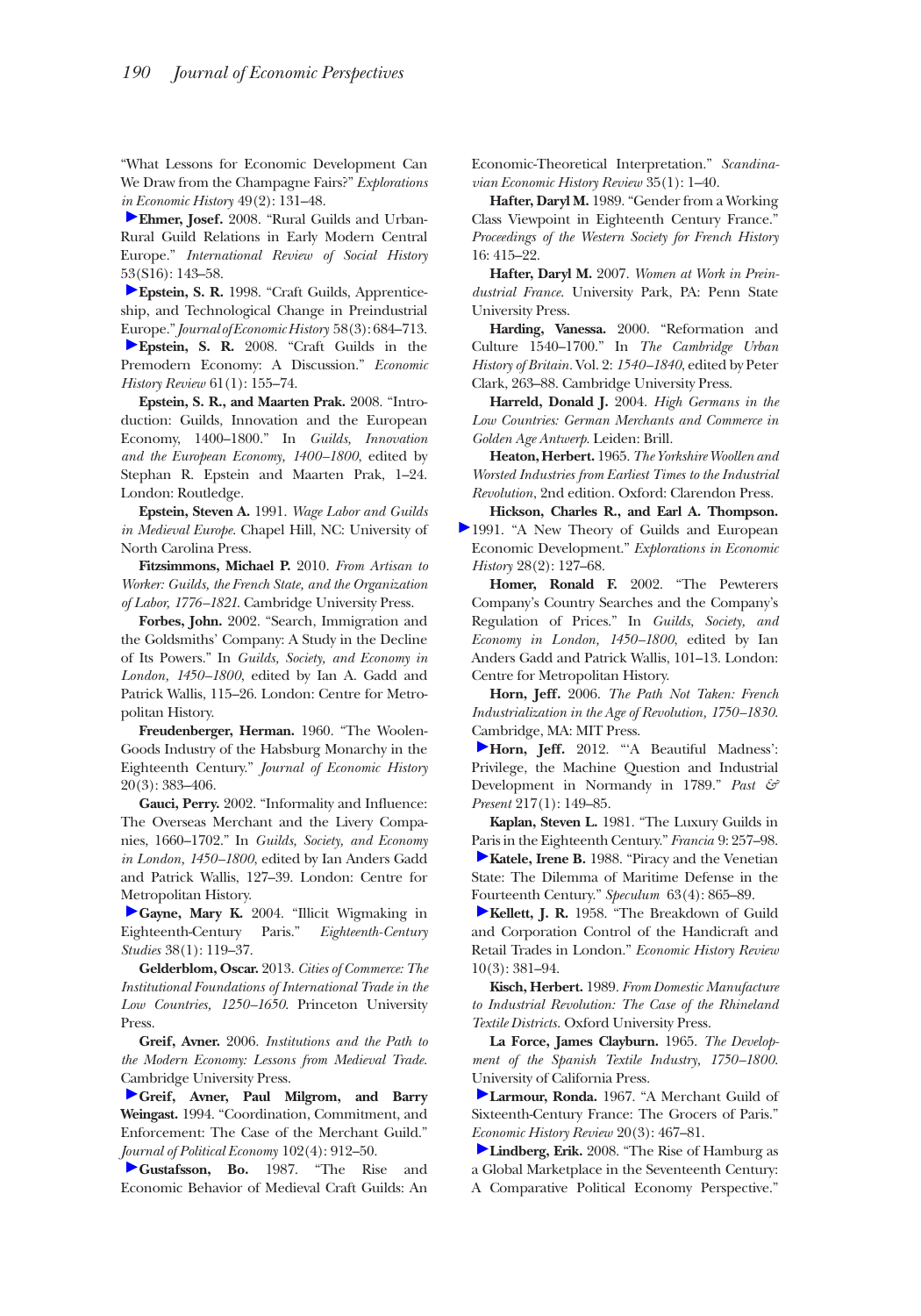"What Lessons for Economic Development Can We Draw from the Champagne Fairs?" *Explorations in Economic History* 49(2): 131–48.

**Ehmer, Josef.** 2008. "Rural Guilds and Urban-Rural Guild Relations in Early Modern Central Europe." *International Review of Social History* 53(S16): 143–58.

**Epstein, S. R.** 1998. "Craft Guilds, Apprenticeship, and Technological Change in Preindustrial Europe." *Journal of Economic History* 58(3): 684–713.

**Epstein, S. R.** 2008. "Craft Guilds in the Premodern Economy: A Discussion." *Economic History Review* 61(1): 155–74.

**Epstein, S. R., and Maarten Prak.** 2008. "Introduction: Guilds, Innovation and the European Economy, 1400–1800." In *Guilds, Innovation and the European Economy, 1400–1800*, edited by Stephan R. Epstein and Maarten Prak, 1–24. London: Routledge.

**Epstein, Steven A.** 1991. *Wage Labor and Guilds in Medieval Europe*. Chapel Hill, NC: University of North Carolina Press.

**Fitzsimmons, Michael P.** 2010. *From Artisan to Worker: Guilds, the French State, and the Organization of Labor, 1776–1821*. Cambridge University Press.

**Forbes, John.** 2002. "Search, Immigration and the Goldsmiths' Company: A Study in the Decline of Its Powers." In *Guilds, Society, and Economy in London, 1450–1800*, edited by Ian A. Gadd and Patrick Wallis, 115–26. London: Centre for Metropolitan History.

**Freudenberger, Herman.** 1960. "The Woolen-Goods Industry of the Habsburg Monarchy in the Eighteenth Century." *Journal of Economic History* 20(3): 383–406.

**Gauci, Perry.** 2002. "Informality and Influence: The Overseas Merchant and the Livery Companies, 1660–1702." In *Guilds, Society, and Economy in London, 1450–1800*, edited by Ian Anders Gadd and Patrick Wallis, 127–39. London: Centre for Metropolitan History.

**Gayne, Mary K.** 2004. "Illicit Wigmaking in Eighteenth-Century Paris." *Eighteenth-Century Studies* 38(1): 119–37.

**Gelderblom, Oscar.** 2013. *Cities of Commerce: The Institutional Foundations of International Trade in the Low Countries, 1250–1650*. Princeton University Press.

**Greif, Avner.** 2006. *Institutions and the Path to the Modern Economy: Lessons from Medieval Trade*. Cambridge University Press.

**Greif, Avner, Paul Milgrom, and Barry Weingast.** 1994. "Coordination, Commitment, and Enforcement: The Case of the Merchant Guild." *Journal of Political Economy* 102(4): 912–50.

**Gustafsson, Bo.** 1987. "The Rise and Economic Behavior of Medieval Craft Guilds: An Economic-Theoretical Interpretation." *Scandinavian Economic History Review* 35(1): 1–40.

**Hafter, Daryl M.** 1989. "Gender from a Working Class Viewpoint in Eighteenth Century France." *Proceedings of the Western Society for French History* 16: 415–22.

**Hafter, Daryl M.** 2007. *Women at Work in Preindustrial France*. University Park, PA: Penn State University Press.

**Harding, Vanessa.** 2000. "Reformation and Culture 1540–1700." In *The Cambridge Urban History of Britain*. Vol. 2: *1540–1840*, edited by Peter Clark, 263–88. Cambridge University Press.

**Harreld, Donald J.** 2004. *High Germans in the Low Countries: German Merchants and Commerce in Golden Age Antwerp*. Leiden: Brill.

**Heaton, Herbert.** 1965. *The Yorkshire Woollen and Worsted Industries from Earliest Times to the Industrial Revolution*, 2nd edition. Oxford: Clarendon Press.

**Hickson, Charles R., and Earl A. Thompson.** 1991. "A New Theory of Guilds and European Economic Development." *Explorations in Economic History* 28(2): 127–68.

**Homer, Ronald F.** 2002. "The Pewterers Company's Country Searches and the Company's Regulation of Prices." In *Guilds, Society, and Economy in London, 1450–1800*, edited by Ian Anders Gadd and Patrick Wallis, 101–13. London: Centre for Metropolitan History.

**Horn, Jeff.** 2006. *The Path Not Taken: French Industrialization in the Age of Revolution, 1750–1830*. Cambridge, MA: MIT Press.

**Horn, Jeff.** 2012. "'A Beautiful Madness': Privilege, the Machine Question and Industrial Development in Normandy in 1789." *Past & Present* 217(1): 149–85.

**Kaplan, Steven L.** 1981. "The Luxury Guilds in Paris in the Eighteenth Century." *Francia* 9: 257–98.

**Katele, Irene B.** 1988. "Piracy and the Venetian State: The Dilemma of Maritime Defense in the Fourteenth Century." *Speculum* 63(4): 865–89.

**Kellett, J. R.** 1958. "The Breakdown of Guild and Corporation Control of the Handicraft and Retail Trades in London." *Economic History Review* 10(3): 381–94.

**Kisch, Herbert.** 1989. *From Domestic Manufacture to Industrial Revolution: The Case of the Rhineland Textile Districts*. Oxford University Press.

**La Force, James Clayburn.** 1965. *The Development of the Spanish Textile Industry, 1750–1800*. University of California Press.

**Larmour, Ronda.** 1967. "A Merchant Guild of Sixteenth-Century France: The Grocers of Paris." *Economic History Review* 20(3): 467–81.

**Lindberg, Erik.** 2008. "The Rise of Hamburg as a Global Marketplace in the Seventeenth Century: A Comparative Political Economy Perspective."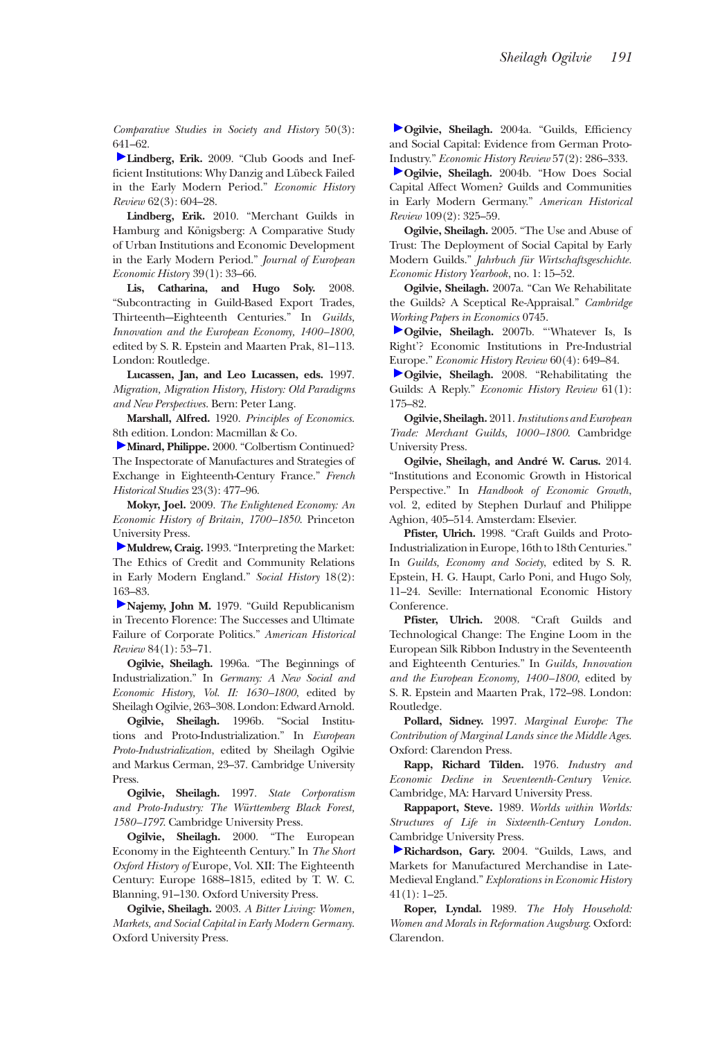*Comparative Studies in Society and History* 50(3): 641–62.

**Lindberg, Erik.** 2009. "Club Goods and Inefficient Institutions: Why Danzig and Lübeck Failed in the Early Modern Period." *Economic History Review* 62(3): 604–28.

**Lindberg, Erik.** 2010. "Merchant Guilds in Hamburg and Königsberg: A Comparative Study of Urban Institutions and Economic Development in the Early Modern Period." *Journal of European Economic History* 39(1): 33–66.

**Lis, Catharina, and Hugo Soly.** 2008. "Subcontracting in Guild-Based Export Trades, Thirteenth–Eighteenth Centuries." In *Guilds, Innovation and the European Economy, 1400–1800*, edited by S. R. Epstein and Maarten Prak, 81–113. London: Routledge.

**Lucassen, Jan, and Leo Lucassen, eds.** 1997. *Migration, Migration History, History: Old Paradigms and New Perspectives.* Bern: Peter Lang.

**Marshall, Alfred.** 1920. *Principles of Economics.* 8th edition. London: Macmillan & Co.

**Minard, Philippe.** 2000. "Colbertism Continued? The Inspectorate of Manufactures and Strategies of Exchange in Eighteenth-Century France." *French Historical Studies* 23(3): 477–96.

**Mokyr, Joel.** 2009. *The Enlightened Economy: An Economic History of Britain, 1700–1850.* Princeton University Press.

**Muldrew, Craig.** 1993. "Interpreting the Market: The Ethics of Credit and Community Relations in Early Modern England." *Social History* 18(2): 163–83.

**Najemy, John M.** 1979. "Guild Republicanism in Trecento Florence: The Successes and Ultimate Failure of Corporate Politics." *American Historical Review* 84(1): 53–71.

**Ogilvie, Sheilagh.** 1996a. "The Beginnings of Industrialization." In *Germany: A New Social and Economic History, Vol. II: 1630–1800*, edited by Sheilagh Ogilvie, 263–308. London: Edward Arnold.

**Ogilvie, Sheilagh.** 1996b. "Social Institutions and Proto-Industrialization." In *European Proto-Industrialization*, edited by Sheilagh Ogilvie and Markus Cerman, 23–37. Cambridge University Press.

**Ogilvie, Sheilagh.** 1997. *State Corporatism and Proto-Industry: The Württemberg Black Forest, 1580–1797.* Cambridge University Press.

**Ogilvie, Sheilagh.** 2000. "The European Economy in the Eighteenth Century." In *The Short Oxford History of* Europe, Vol. XII: The Eighteenth Century: Europe 1688–1815, edited by T. W. C. Blanning, 91–130. Oxford University Press.

**Ogilvie, Sheilagh.** 2003. *A Bitter Living: Women, Markets, and Social Capital in Early Modern Germany.* Oxford University Press.

**Ogilvie, Sheilagh.** 2004a. "Guilds, Efficiency and Social Capital: Evidence from German Proto-Industry." *Economic History Review* 57(2): 286–333.

**Ogilvie, Sheilagh.** 2004b. "How Does Social Capital Affect Women? Guilds and Communities in Early Modern Germany." *American Historical Review* 109(2): 325–59.

**Ogilvie, Sheilagh.** 2005. "The Use and Abuse of Trust: The Deployment of Social Capital by Early Modern Guilds." *Jahrbuch für Wirtschaftsgeschichte. Economic History Yearbook*, no. 1: 15–52.

**Ogilvie, Sheilagh.** 2007a. "Can We Rehabilitate the Guilds? A Sceptical Re-Appraisal." *Cambridge Working Papers in Economics* 0745.

**Ogilvie, Sheilagh.** 2007b. "'Whatever Is, Is Right'? Economic Institutions in Pre-Industrial Europe." *Economic History Review* 60(4): 649–84.

**Ogilvie, Sheilagh.** 2008. "Rehabilitating the Guilds: A Reply." *Economic History Review* 61(1): 175–82.

**Ogilvie, Sheilagh.** 2011. *Institutions and European Trade: Merchant Guilds, 1000–1800.* Cambridge University Press.

**Ogilvie, Sheilagh, and André W. Carus.** 2014. "Institutions and Economic Growth in Historical Perspective." In *Handbook of Economic Growth*, vol. 2, edited by Stephen Durlauf and Philippe Aghion, 405–514. Amsterdam: Elsevier.

**Pfister, Ulrich.** 1998. "Craft Guilds and Proto-Industrialization in Europe, 16th to 18th Centuries." In *Guilds, Economy and Society*, edited by S. R. Epstein, H. G. Haupt, Carlo Poni, and Hugo Soly, 11–24. Seville: International Economic History Conference.

**Pfister, Ulrich.** 2008. "Craft Guilds and Technological Change: The Engine Loom in the European Silk Ribbon Industry in the Seventeenth and Eighteenth Centuries." In *Guilds, Innovation and the European Economy, 1400–1800*, edited by S. R. Epstein and Maarten Prak, 172–98. London: Routledge.

**Pollard, Sidney.** 1997. *Marginal Europe: The Contribution of Marginal Lands since the Middle Ages.* Oxford: Clarendon Press.

**Rapp, Richard Tilden.** 1976. *Industry and Economic Decline in Seventeenth-Century Venice.* Cambridge, MA: Harvard University Press.

**Rappaport, Steve.** 1989. *Worlds within Worlds: Structures of Life in Sixteenth-Century London.* Cambridge University Press.

**Richardson, Gary.** 2004. "Guilds, Laws, and Markets for Manufactured Merchandise in Late-Medieval England." *Explorations in Economic History* 41(1): 1–25.

**Roper, Lyndal.** 1989. *The Holy Household: Women and Morals in Reformation Augsburg.* Oxford: Clarendon.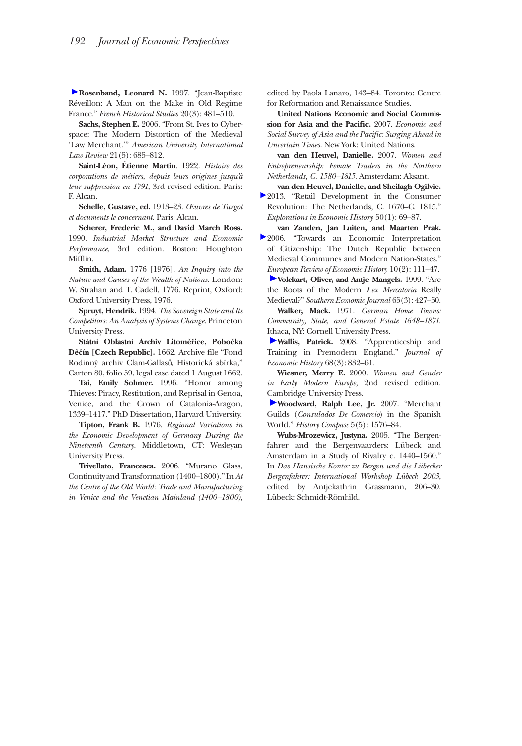**Rosenband, Leonard N.** 1997. "Jean-Baptiste Réveillon: A Man on the Make in Old Regime France." *French Historical Studies* 20(3): 481–510.

**Sachs, Stephen E.** 2006. "From St. Ives to Cyberspace: The Modern Distortion of the Medieval 'Law Merchant.'" *American University International Law Review* 21(5): 685–812.

**Saint-Léon, Étienne Martin**. 1922. *Histoire des corporations de métiers, depuis leurs origines jusqu'à leur suppression en 1791*, 3rd revised edition. Paris: F. Alcan.

**Schelle, Gustave, ed.** 1913–23. *Œuvres de Turgot et documents le concernant*. Paris: Alcan.

**Scherer, Frederic M., and David March Ross.** 1990. *Industrial Market Structure and Economic Performance,* 3rd edition. Boston: Houghton Mifflin.

**Smith, Adam.** 1776 [1976]. *An Inquiry into the Nature and Causes of the Wealth of Nations*. London: W. Strahan and T. Cadell, 1776. Reprint, Oxford: Oxford University Press, 1976.

**Spruyt, Hendrik.** 1994. *The Sovereign State and Its Competitors: An Analysis of Systems Change*. Princeton University Press.

**Státní Oblastní Archiv Litoměřice, Pobočka Děčín [Czech Republic].** 1662. Archive file "Fond Rodinný archiv Clam-Gallasů, Historická sbírka," Carton 80, folio 59, legal case dated 1 August 1662.

**Tai, Emily Sohmer.** 1996. "Honor among Thieves: Piracy, Restitution, and Reprisal in Genoa, Venice, and the Crown of Catalonia-Aragon, 1339–1417." PhD Dissertation, Harvard University.

**Tipton, Frank B.** 1976. *Regional Variations in the Economic Development of Germany During the Nineteenth Century*. Middletown, CT: Wesleyan University Press.

**Trivellato, Francesca.** 2006. "Murano Glass, Continuity and Transformation (1400–1800)." In *At the Centre of the Old World: Trade and Manufacturing in Venice and the Venetian Mainland (1400–1800)*, edited by Paola Lanaro, 143–84. Toronto: Centre for Reformation and Renaissance Studies.

**United Nations Economic and Social Commission for Asia and the Pacific.** 2007. *Economic and Social Survey of Asia and the Pacific: Surging Ahead in Uncertain Times*. New York: United Nations.

**van den Heuvel, Danielle.** 2007. *Women and Entrepreneurship: Female Traders in the Northern Netherlands, C. 1580–1815*. Amsterdam: Aksant.

**van den Heuvel, Danielle, and Sheilagh Ogilvie.** 2013. "Retail Development in the Consumer Revolution: The Netherlands, C. 1670–C. 1815." *Explorations in Economic History* 50(1): 69–87.

**van Zanden, Jan Luiten, and Maarten Prak.** 2006. "Towards an Economic Interpretation of Citizenship: The Dutch Republic between Medieval Communes and Modern Nation-States." *European Review of Economic History* 10(2): 111–47.

**Volckart, Oliver, and Antje Mangels.** 1999. "Are the Roots of the Modern *Lex Mercatoria* Really Medieval?" *Southern Economic Journal* 65(3): 427–50.

**Walker, Mack.** 1971. *German Home Towns: Community, State, and General Estate 1648–1871*. Ithaca, NY: Cornell University Press.

**Wallis, Patrick.** 2008. "Apprenticeship and Training in Premodern England." *Journal of Economic History* 68(3): 832–61.

**Wiesner, Merry E.** 2000. *Women and Gender in Early Modern Europe*, 2nd revised edition. Cambridge University Press.

**Woodward, Ralph Lee, Jr.** 2007. "Merchant Guilds (*Consulados De Comercio*) in the Spanish World." *History Compass* 5(5): 1576–84.

**Wubs-Mrozewicz, Justyna.** 2005. "The Bergenfahrer and the Bergenvaarders: Lübeck and Amsterdam in a Study of Rivalry c. 1440–1560." In *Das Hansische Kontor zu Bergen und die Lübecker Bergenfahrer: International Workshop Lübeck 2003*, edited by Antjekathrin Grassmann, 206–30. Lübeck: Schmidt-Römhild.